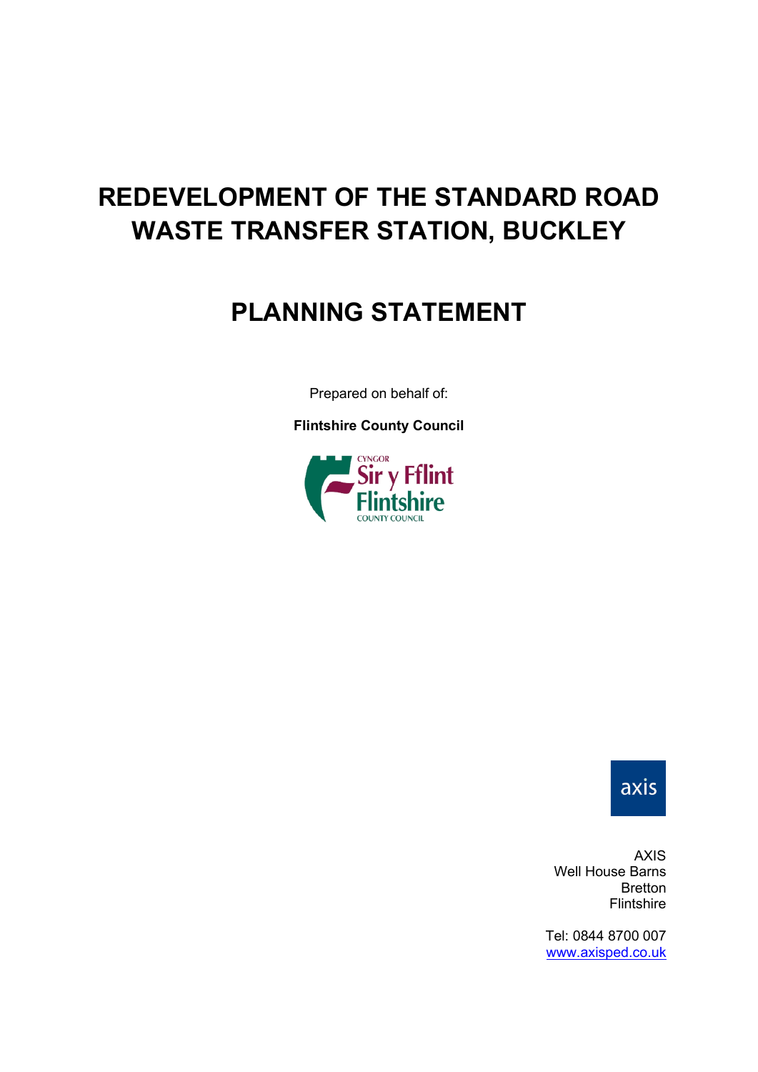# REDEVELOPMENT OF THE STANDARD ROAD WASTE TRANSFER STATION, BUCKLEY

# PLANNING STATEMENT

Prepared on behalf of:

**Flintshire County Council**

CYNGOR
Sir y Fflint
Flintshire
COUNTY COUNCIL

axis

AXIS
Well House Barns
Bretton
Flintshire

Tel: 0844 8700 007
www.axisped.co.uk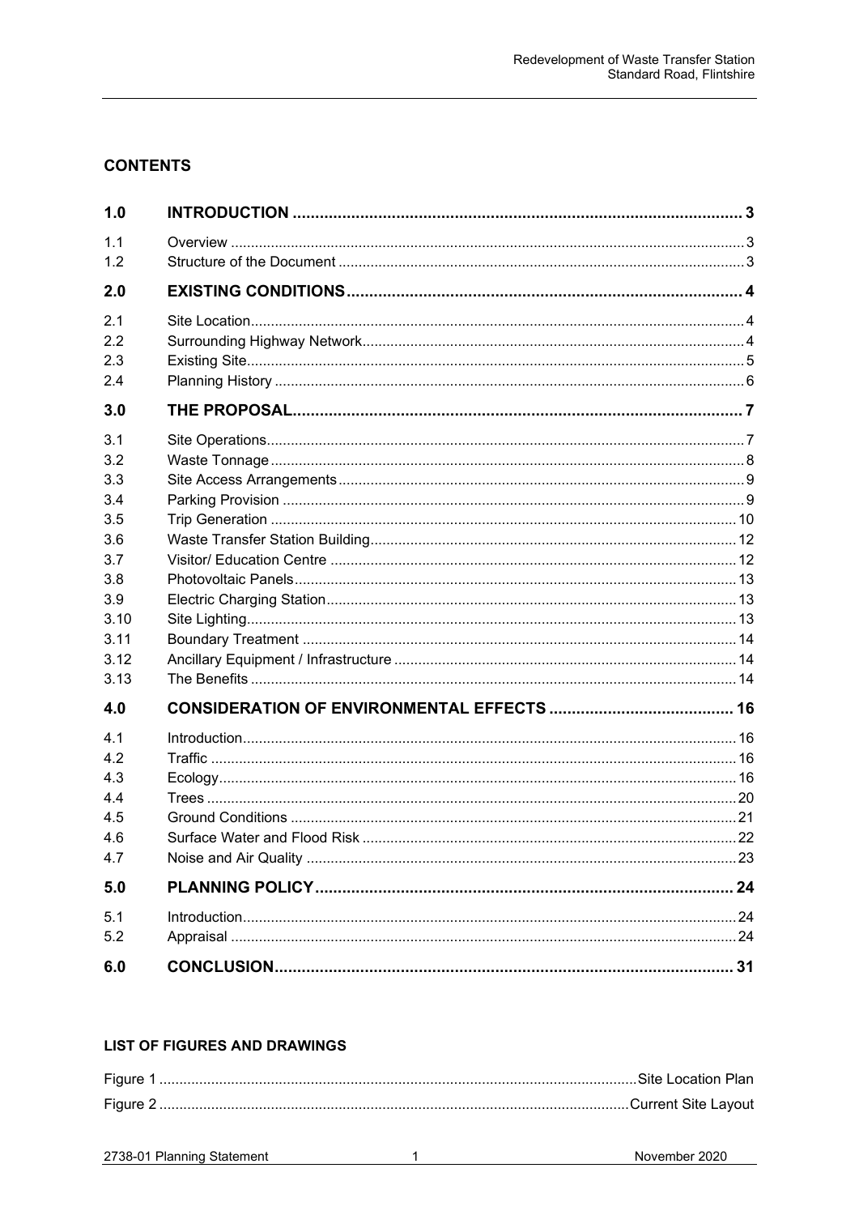## CONTENTS

| | | |
|---|---|---|
| **1.0** | **INTRODUCTION** | **3** |
| 1.1 | Overview | 3 |
| 1.2 | Structure of the Document | 3 |
| **2.0** | **EXISTING CONDITIONS** | **4** |
| 2.1 | Site Location | 4 |
| 2.2 | Surrounding Highway Network | 4 |
| 2.3 | Existing Site | 5 |
| 2.4 | Planning History | 6 |
| **3.0** | **THE PROPOSAL** | **7** |
| 3.1 | Site Operations | 7 |
| 3.2 | Waste Tonnage | 8 |
| 3.3 | Site Access Arrangements | 9 |
| 3.4 | Parking Provision | 9 |
| 3.5 | Trip Generation | 10 |
| 3.6 | Waste Transfer Station Building | 12 |
| 3.7 | Visitor/ Education Centre | 12 |
| 3.8 | Photovoltaic Panels | 13 |
| 3.9 | Electric Charging Station | 13 |
| 3.10 | Site Lighting | 13 |
| 3.11 | Boundary Treatment | 14 |
| 3.12 | Ancillary Equipment / Infrastructure | 14 |
| 3.13 | The Benefits | 14 |
| **4.0** | **CONSIDERATION OF ENVIRONMENTAL EFFECTS** | **16** |
| 4.1 | Introduction | 16 |
| 4.2 | Traffic | 16 |
| 4.3 | Ecology | 16 |
| 4.4 | Trees | 20 |
| 4.5 | Ground Conditions | 21 |
| 4.6 | Surface Water and Flood Risk | 22 |
| 4.7 | Noise and Air Quality | 23 |
| **5.0** | **PLANNING POLICY** | **24** |
| 5.1 | Introduction | 24 |
| 5.2 | Appraisal | 24 |
| **6.0** | **CONCLUSION** | **31** |

### LIST OF FIGURES AND DRAWINGS

| | |
|---|---|
| Figure 1 | Site Location Plan |
| Figure 2 | Current Site Layout |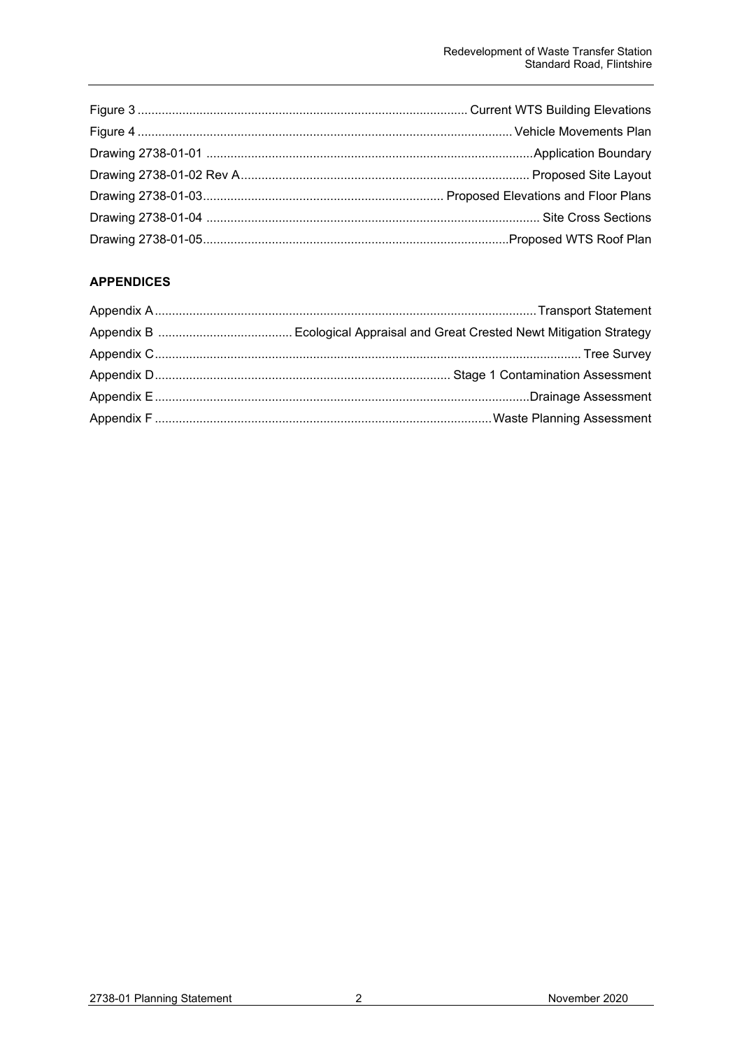Figure 3 ............................................................................................... Current WTS Building Elevations
Figure 4 ............................................................................................................ Vehicle Movements Plan
Drawing 2738-01-01 .............................................................................................Application Boundary
Drawing 2738-01-02 Rev A.................................................................................. Proposed Site Layout
Drawing 2738-01-03..................................................................... Proposed Elevations and Floor Plans
Drawing 2738-01-04 ................................................................................................. Site Cross Sections
Drawing 2738-01-05........................................................................................Proposed WTS Roof Plan

**APPENDICES**

Appendix A..............................................................................................................Transport Statement
Appendix B ...................................... Ecological Appraisal and Great Crested Newt Mitigation Strategy
Appendix C........................................................................................................................... Tree Survey
Appendix D..................................................................................... Stage 1 Contamination Assessment
Appendix E............................................................................................................Drainage Assessment
Appendix F .................................................................................................Waste Planning Assessment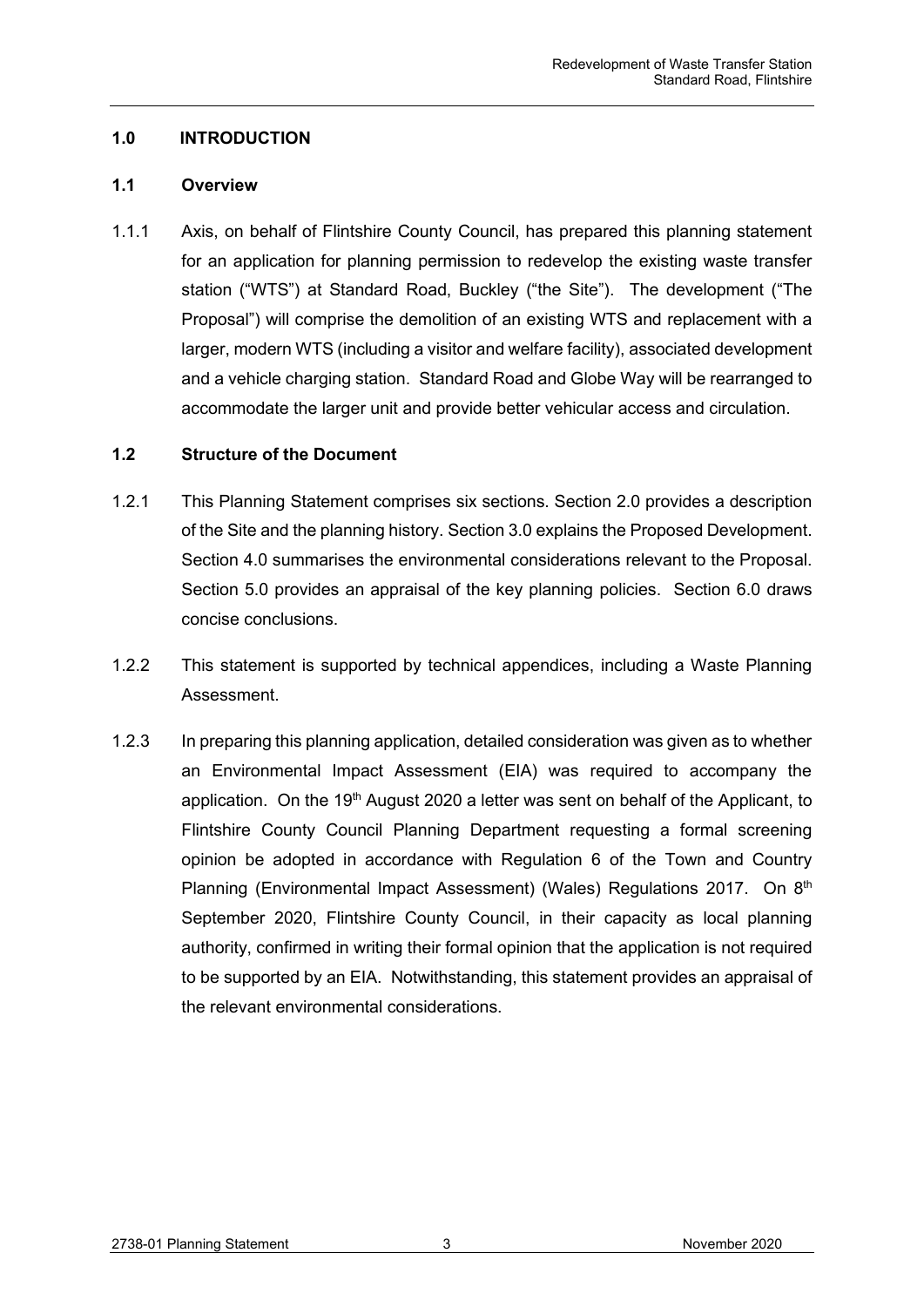## 1.0 INTRODUCTION

### 1.1 Overview

1.1.1 Axis, on behalf of Flintshire County Council, has prepared this planning statement for an application for planning permission to redevelop the existing waste transfer station ("WTS") at Standard Road, Buckley ("the Site"). The development ("The Proposal") will comprise the demolition of an existing WTS and replacement with a larger, modern WTS (including a visitor and welfare facility), associated development and a vehicle charging station. Standard Road and Globe Way will be rearranged to accommodate the larger unit and provide better vehicular access and circulation.

### 1.2 Structure of the Document

1.2.1 This Planning Statement comprises six sections. Section 2.0 provides a description of the Site and the planning history. Section 3.0 explains the Proposed Development. Section 4.0 summarises the environmental considerations relevant to the Proposal. Section 5.0 provides an appraisal of the key planning policies. Section 6.0 draws concise conclusions.

1.2.2 This statement is supported by technical appendices, including a Waste Planning Assessment.

1.2.3 In preparing this planning application, detailed consideration was given as to whether an Environmental Impact Assessment (EIA) was required to accompany the application. On the 19th August 2020 a letter was sent on behalf of the Applicant, to Flintshire County Council Planning Department requesting a formal screening opinion be adopted in accordance with Regulation 6 of the Town and Country Planning (Environmental Impact Assessment) (Wales) Regulations 2017. On 8th September 2020, Flintshire County Council, in their capacity as local planning authority, confirmed in writing their formal opinion that the application is not required to be supported by an EIA. Notwithstanding, this statement provides an appraisal of the relevant environmental considerations.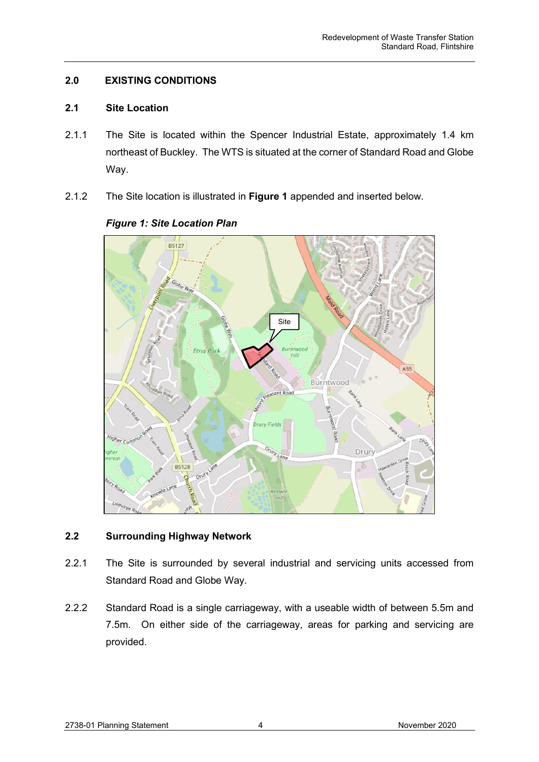## 2.0 EXISTING CONDITIONS

### 2.1 Site Location

2.1.1 The Site is located within the Spencer Industrial Estate, approximately 1.4 km northeast of Buckley. The WTS is situated at the corner of Standard Road and Globe Way.

2.1.2 The Site location is illustrated in **Figure 1** appended and inserted below.

***Figure 1: Site Location Plan***

### 2.2 Surrounding Highway Network

2.2.1 The Site is surrounded by several industrial and servicing units accessed from Standard Road and Globe Way.

2.2.2 Standard Road is a single carriageway, with a useable width of between 5.5m and 7.5m. On either side of the carriageway, areas for parking and servicing are provided.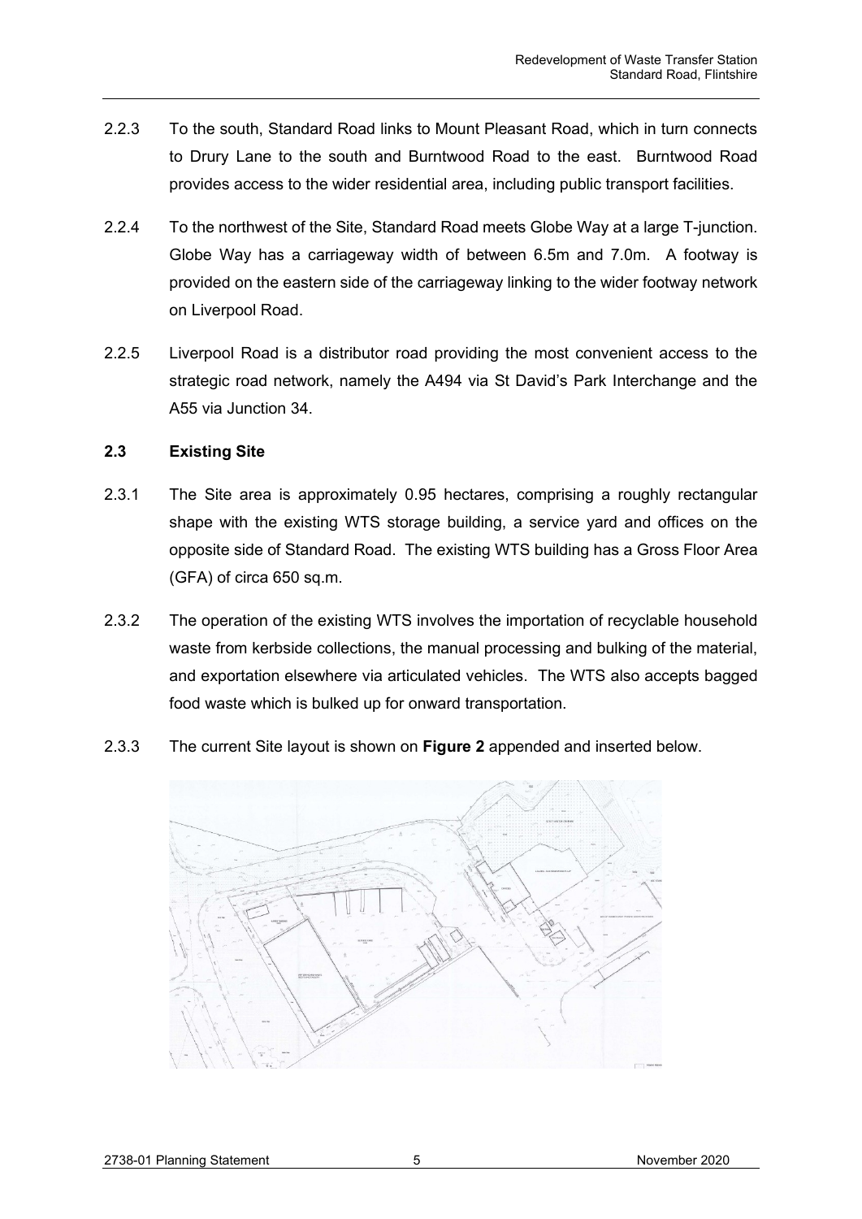2.2.3 To the south, Standard Road links to Mount Pleasant Road, which in turn connects to Drury Lane to the south and Burntwood Road to the east. Burntwood Road provides access to the wider residential area, including public transport facilities.

2.2.4 To the northwest of the Site, Standard Road meets Globe Way at a large T-junction. Globe Way has a carriageway width of between 6.5m and 7.0m. A footway is provided on the eastern side of the carriageway linking to the wider footway network on Liverpool Road.

2.2.5 Liverpool Road is a distributor road providing the most convenient access to the strategic road network, namely the A494 via St David's Park Interchange and the A55 via Junction 34.

### 2.3 Existing Site

2.3.1 The Site area is approximately 0.95 hectares, comprising a roughly rectangular shape with the existing WTS storage building, a service yard and offices on the opposite side of Standard Road. The existing WTS building has a Gross Floor Area (GFA) of circa 650 sq.m.

2.3.2 The operation of the existing WTS involves the importation of recyclable household waste from kerbside collections, the manual processing and bulking of the material, and exportation elsewhere via articulated vehicles. The WTS also accepts bagged food waste which is bulked up for onward transportation.

2.3.3 The current Site layout is shown on **Figure 2** appended and inserted below.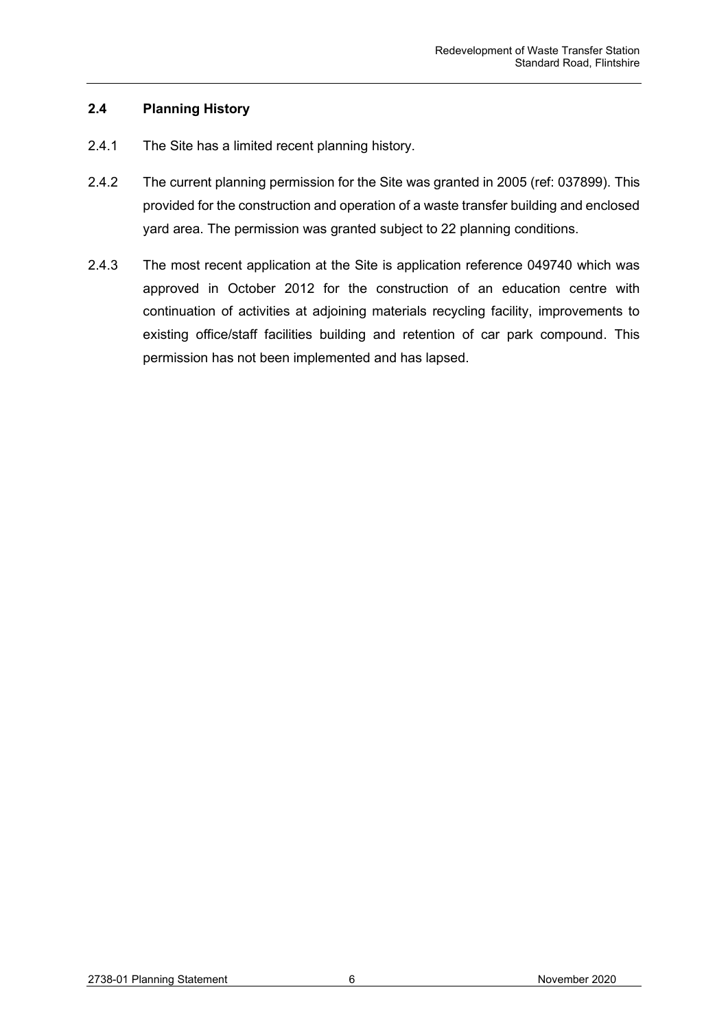## 2.4 Planning History

2.4.1 The Site has a limited recent planning history.

2.4.2 The current planning permission for the Site was granted in 2005 (ref: 037899). This provided for the construction and operation of a waste transfer building and enclosed yard area. The permission was granted subject to 22 planning conditions.

2.4.3 The most recent application at the Site is application reference 049740 which was approved in October 2012 for the construction of an education centre with continuation of activities at adjoining materials recycling facility, improvements to existing office/staff facilities building and retention of car park compound. This permission has not been implemented and has lapsed.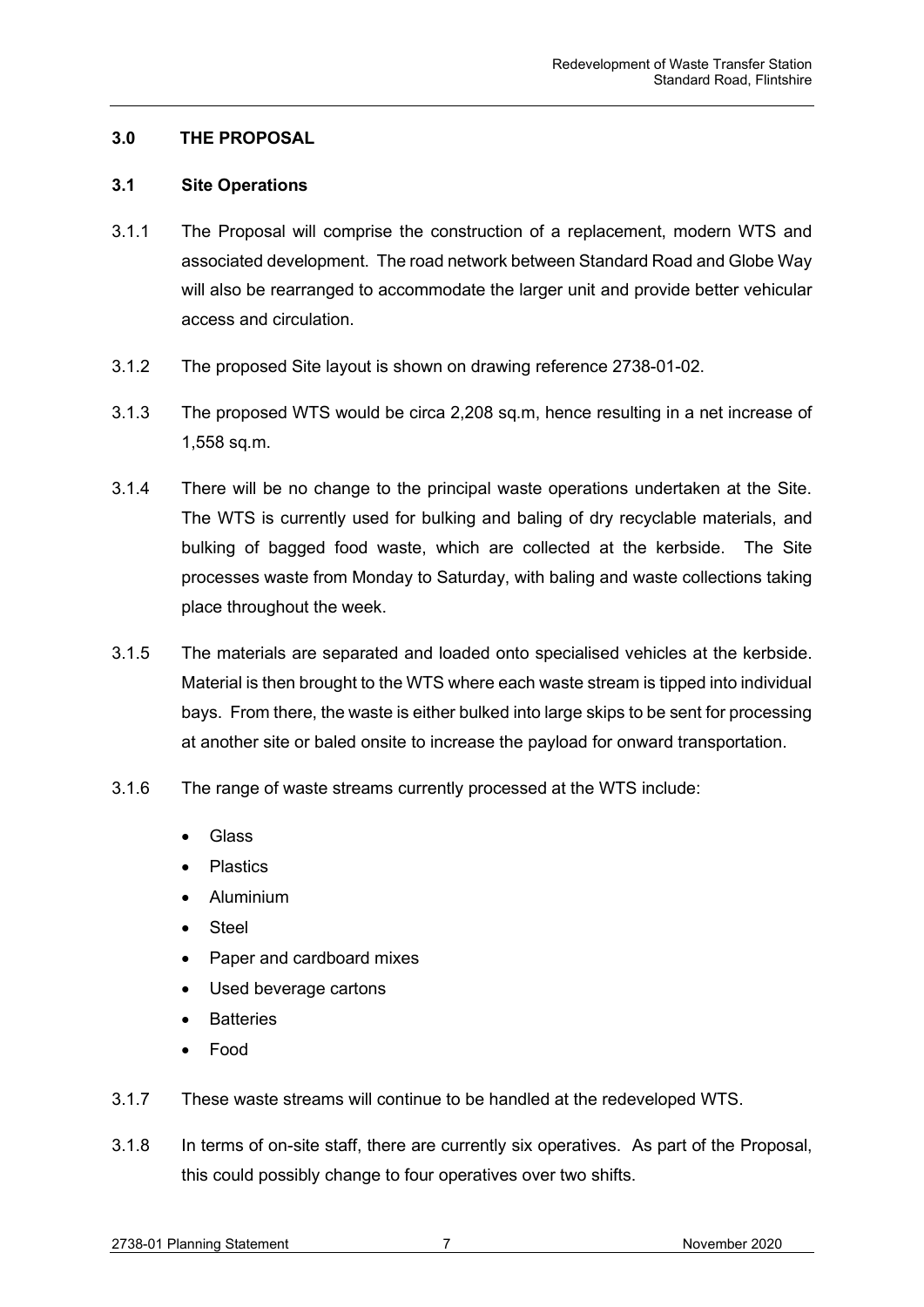## 3.0 THE PROPOSAL

### 3.1 Site Operations

3.1.1 The Proposal will comprise the construction of a replacement, modern WTS and associated development. The road network between Standard Road and Globe Way will also be rearranged to accommodate the larger unit and provide better vehicular access and circulation.

3.1.2 The proposed Site layout is shown on drawing reference 2738-01-02.

3.1.3 The proposed WTS would be circa 2,208 sq.m, hence resulting in a net increase of 1,558 sq.m.

3.1.4 There will be no change to the principal waste operations undertaken at the Site. The WTS is currently used for bulking and baling of dry recyclable materials, and bulking of bagged food waste, which are collected at the kerbside. The Site processes waste from Monday to Saturday, with baling and waste collections taking place throughout the week.

3.1.5 The materials are separated and loaded onto specialised vehicles at the kerbside. Material is then brought to the WTS where each waste stream is tipped into individual bays. From there, the waste is either bulked into large skips to be sent for processing at another site or baled onsite to increase the payload for onward transportation.

3.1.6 The range of waste streams currently processed at the WTS include:

- Glass
- Plastics
- Aluminium
- Steel
- Paper and cardboard mixes
- Used beverage cartons
- Batteries
- Food

3.1.7 These waste streams will continue to be handled at the redeveloped WTS.

3.1.8 In terms of on-site staff, there are currently six operatives. As part of the Proposal, this could possibly change to four operatives over two shifts.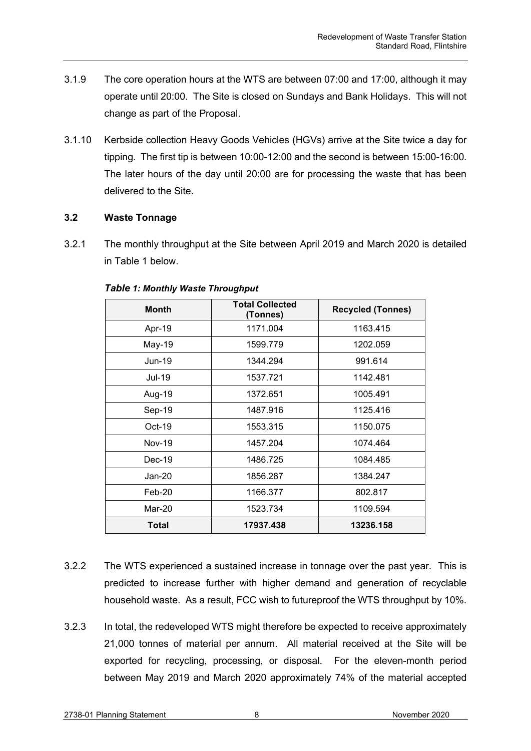3.1.9 The core operation hours at the WTS are between 07:00 and 17:00, although it may operate until 20:00. The Site is closed on Sundays and Bank Holidays. This will not change as part of the Proposal.

3.1.10 Kerbside collection Heavy Goods Vehicles (HGVs) arrive at the Site twice a day for tipping. The first tip is between 10:00-12:00 and the second is between 15:00-16:00. The later hours of the day until 20:00 are for processing the waste that has been delivered to the Site.

### 3.2 Waste Tonnage

3.2.1 The monthly throughput at the Site between April 2019 and March 2020 is detailed in Table 1 below.

***Table 1: Monthly Waste Throughput***

| Month | Total Collected (Tonnes) | Recycled (Tonnes) |
|---|---|---|
| Apr-19 | 1171.004 | 1163.415 |
| May-19 | 1599.779 | 1202.059 |
| Jun-19 | 1344.294 | 991.614 |
| Jul-19 | 1537.721 | 1142.481 |
| Aug-19 | 1372.651 | 1005.491 |
| Sep-19 | 1487.916 | 1125.416 |
| Oct-19 | 1553.315 | 1150.075 |
| Nov-19 | 1457.204 | 1074.464 |
| Dec-19 | 1486.725 | 1084.485 |
| Jan-20 | 1856.287 | 1384.247 |
| Feb-20 | 1166.377 | 802.817 |
| Mar-20 | 1523.734 | 1109.594 |
| **Total** | **17937.438** | **13236.158** |

3.2.2 The WTS experienced a sustained increase in tonnage over the past year. This is predicted to increase further with higher demand and generation of recyclable household waste. As a result, FCC wish to futureproof the WTS throughput by 10%.

3.2.3 In total, the redeveloped WTS might therefore be expected to receive approximately 21,000 tonnes of material per annum. All material received at the Site will be exported for recycling, processing, or disposal. For the eleven-month period between May 2019 and March 2020 approximately 74% of the material accepted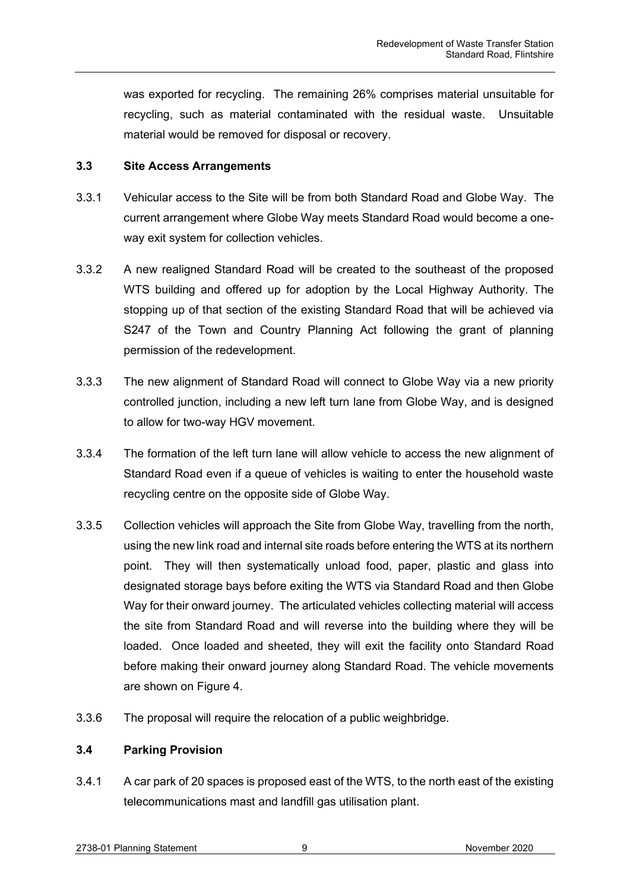was exported for recycling. The remaining 26% comprises material unsuitable for recycling, such as material contaminated with the residual waste. Unsuitable material would be removed for disposal or recovery.

### 3.3 Site Access Arrangements

3.3.1 Vehicular access to the Site will be from both Standard Road and Globe Way. The current arrangement where Globe Way meets Standard Road would become a one-way exit system for collection vehicles.

3.3.2 A new realigned Standard Road will be created to the southeast of the proposed WTS building and offered up for adoption by the Local Highway Authority. The stopping up of that section of the existing Standard Road that will be achieved via S247 of the Town and Country Planning Act following the grant of planning permission of the redevelopment.

3.3.3 The new alignment of Standard Road will connect to Globe Way via a new priority controlled junction, including a new left turn lane from Globe Way, and is designed to allow for two-way HGV movement.

3.3.4 The formation of the left turn lane will allow vehicle to access the new alignment of Standard Road even if a queue of vehicles is waiting to enter the household waste recycling centre on the opposite side of Globe Way.

3.3.5 Collection vehicles will approach the Site from Globe Way, travelling from the north, using the new link road and internal site roads before entering the WTS at its northern point. They will then systematically unload food, paper, plastic and glass into designated storage bays before exiting the WTS via Standard Road and then Globe Way for their onward journey. The articulated vehicles collecting material will access the site from Standard Road and will reverse into the building where they will be loaded. Once loaded and sheeted, they will exit the facility onto Standard Road before making their onward journey along Standard Road. The vehicle movements are shown on Figure 4.

3.3.6 The proposal will require the relocation of a public weighbridge.

### 3.4 Parking Provision

3.4.1 A car park of 20 spaces is proposed east of the WTS, to the north east of the existing telecommunications mast and landfill gas utilisation plant.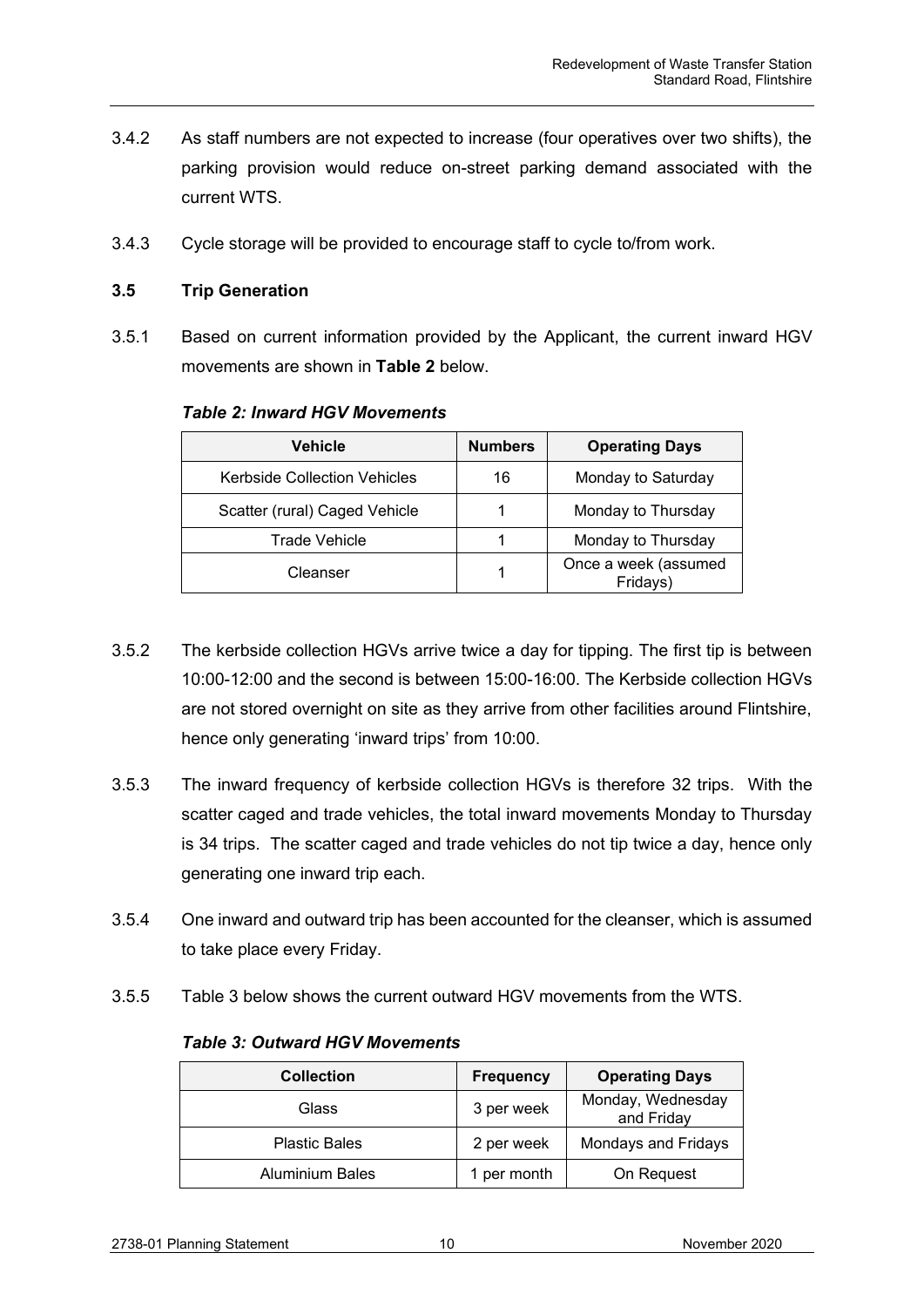3.4.2 As staff numbers are not expected to increase (four operatives over two shifts), the parking provision would reduce on-street parking demand associated with the current WTS.

3.4.3 Cycle storage will be provided to encourage staff to cycle to/from work.

### 3.5 Trip Generation

3.5.1 Based on current information provided by the Applicant, the current inward HGV movements are shown in **Table 2** below.

***Table 2: Inward HGV Movements***

| Vehicle | Numbers | Operating Days |
|---|---|---|
| Kerbside Collection Vehicles | 16 | Monday to Saturday |
| Scatter (rural) Caged Vehicle | 1 | Monday to Thursday |
| Trade Vehicle | 1 | Monday to Thursday |
| Cleanser | 1 | Once a week (assumed Fridays) |

3.5.2 The kerbside collection HGVs arrive twice a day for tipping. The first tip is between 10:00-12:00 and the second is between 15:00-16:00. The Kerbside collection HGVs are not stored overnight on site as they arrive from other facilities around Flintshire, hence only generating 'inward trips' from 10:00.

3.5.3 The inward frequency of kerbside collection HGVs is therefore 32 trips. With the scatter caged and trade vehicles, the total inward movements Monday to Thursday is 34 trips. The scatter caged and trade vehicles do not tip twice a day, hence only generating one inward trip each.

3.5.4 One inward and outward trip has been accounted for the cleanser, which is assumed to take place every Friday.

3.5.5 Table 3 below shows the current outward HGV movements from the WTS.

***Table 3: Outward HGV Movements***

| Collection | Frequency | Operating Days |
|---|---|---|
| Glass | 3 per week | Monday, Wednesday and Friday |
| Plastic Bales | 2 per week | Mondays and Fridays |
| Aluminium Bales | 1 per month | On Request |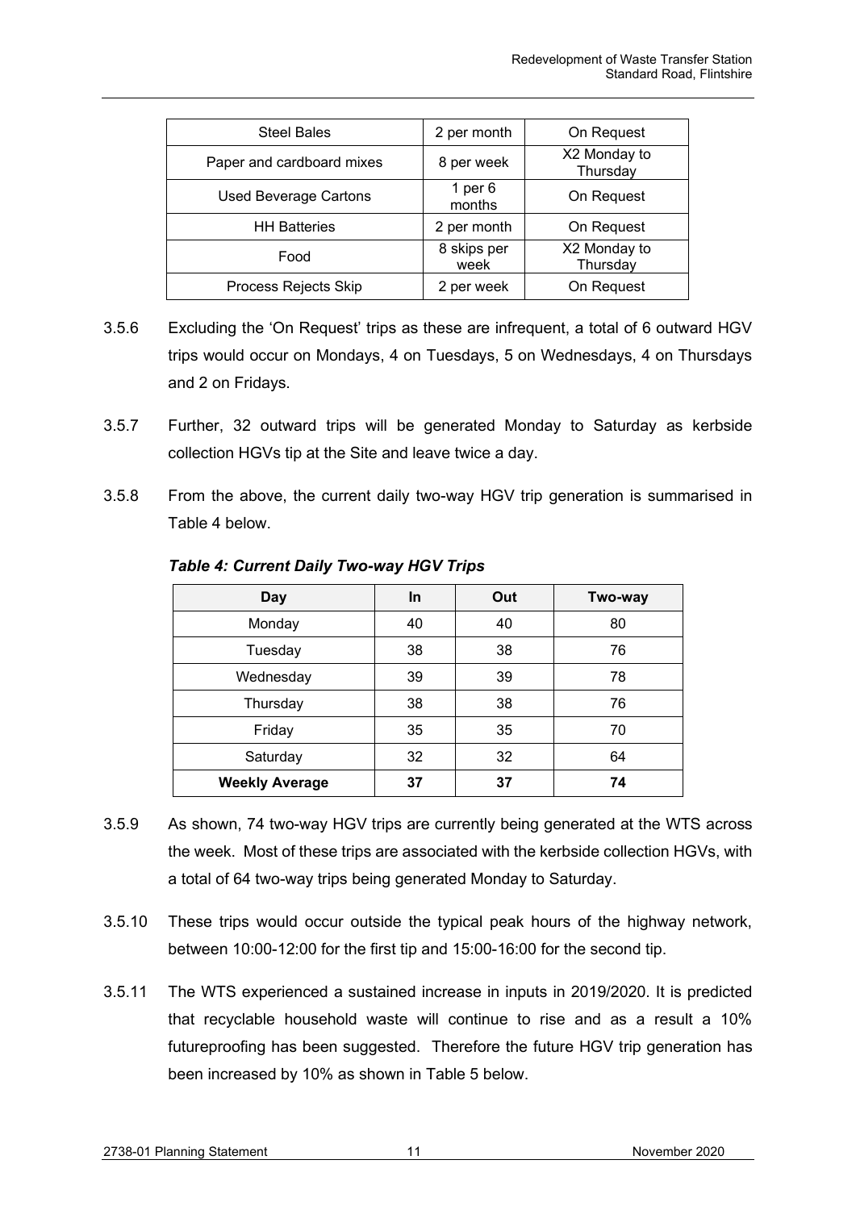| Steel Bales | 2 per month | On Request |
|---|---|---|
| Paper and cardboard mixes | 8 per week | X2 Monday to Thursday |
| Used Beverage Cartons | 1 per 6 months | On Request |
| HH Batteries | 2 per month | On Request |
| Food | 8 skips per week | X2 Monday to Thursday |
| Process Rejects Skip | 2 per week | On Request |

3.5.6 Excluding the 'On Request' trips as these are infrequent, a total of 6 outward HGV trips would occur on Mondays, 4 on Tuesdays, 5 on Wednesdays, 4 on Thursdays and 2 on Fridays.

3.5.7 Further, 32 outward trips will be generated Monday to Saturday as kerbside collection HGVs tip at the Site and leave twice a day.

3.5.8 From the above, the current daily two-way HGV trip generation is summarised in Table 4 below.

***Table 4: Current Daily Two-way HGV Trips***

| Day | In | Out | Two-way |
|---|---|---|---|
| Monday | 40 | 40 | 80 |
| Tuesday | 38 | 38 | 76 |
| Wednesday | 39 | 39 | 78 |
| Thursday | 38 | 38 | 76 |
| Friday | 35 | 35 | 70 |
| Saturday | 32 | 32 | 64 |
| **Weekly Average** | **37** | **37** | **74** |

3.5.9 As shown, 74 two-way HGV trips are currently being generated at the WTS across the week. Most of these trips are associated with the kerbside collection HGVs, with a total of 64 two-way trips being generated Monday to Saturday.

3.5.10 These trips would occur outside the typical peak hours of the highway network, between 10:00-12:00 for the first tip and 15:00-16:00 for the second tip.

3.5.11 The WTS experienced a sustained increase in inputs in 2019/2020. It is predicted that recyclable household waste will continue to rise and as a result a 10% futureproofing has been suggested. Therefore the future HGV trip generation has been increased by 10% as shown in Table 5 below.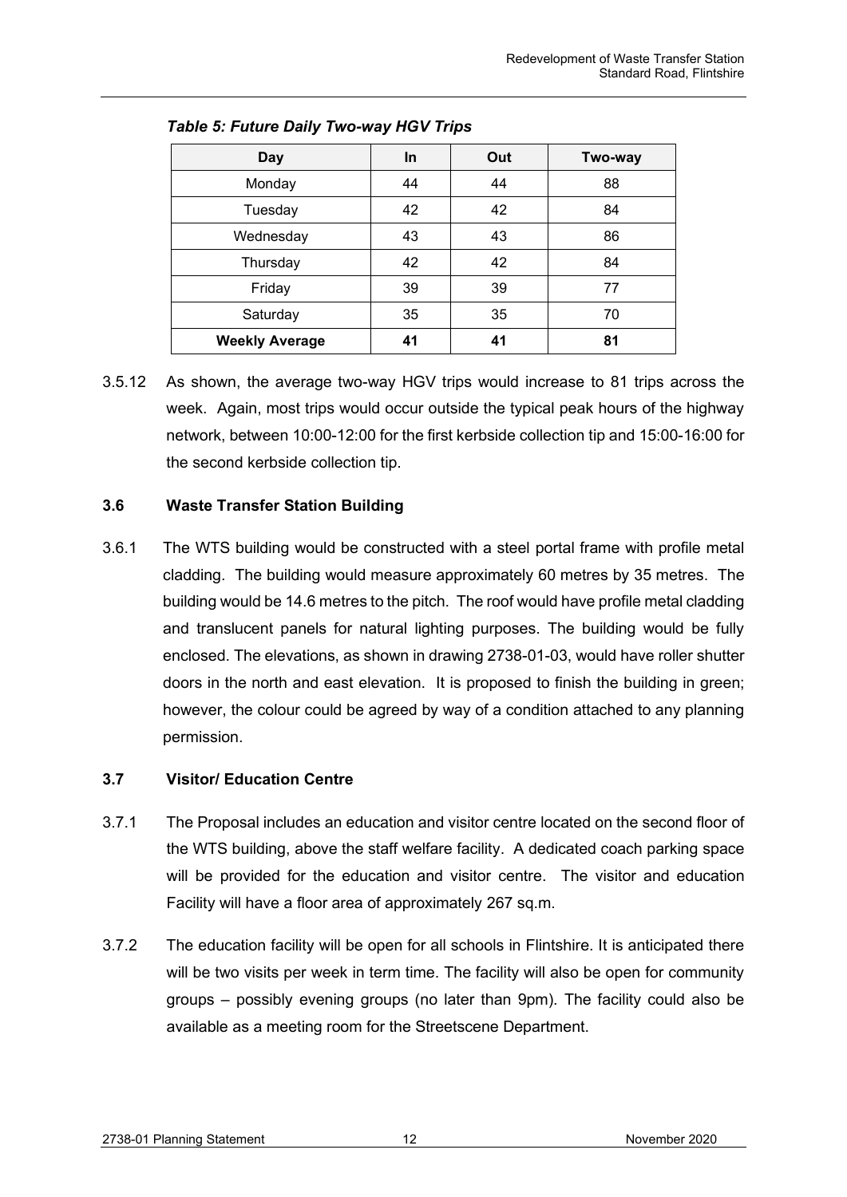*Table 5: Future Daily Two-way HGV Trips*

| Day | In | Out | Two-way |
|---|---|---|---|
| Monday | 44 | 44 | 88 |
| Tuesday | 42 | 42 | 84 |
| Wednesday | 43 | 43 | 86 |
| Thursday | 42 | 42 | 84 |
| Friday | 39 | 39 | 77 |
| Saturday | 35 | 35 | 70 |
| **Weekly Average** | **41** | **41** | **81** |

3.5.12 As shown, the average two-way HGV trips would increase to 81 trips across the week. Again, most trips would occur outside the typical peak hours of the highway network, between 10:00-12:00 for the first kerbside collection tip and 15:00-16:00 for the second kerbside collection tip.

### 3.6 Waste Transfer Station Building

3.6.1 The WTS building would be constructed with a steel portal frame with profile metal cladding. The building would measure approximately 60 metres by 35 metres. The building would be 14.6 metres to the pitch. The roof would have profile metal cladding and translucent panels for natural lighting purposes. The building would be fully enclosed. The elevations, as shown in drawing 2738-01-03, would have roller shutter doors in the north and east elevation. It is proposed to finish the building in green; however, the colour could be agreed by way of a condition attached to any planning permission.

### 3.7 Visitor/ Education Centre

3.7.1 The Proposal includes an education and visitor centre located on the second floor of the WTS building, above the staff welfare facility. A dedicated coach parking space will be provided for the education and visitor centre. The visitor and education Facility will have a floor area of approximately 267 sq.m.

3.7.2 The education facility will be open for all schools in Flintshire. It is anticipated there will be two visits per week in term time. The facility will also be open for community groups – possibly evening groups (no later than 9pm). The facility could also be available as a meeting room for the Streetscene Department.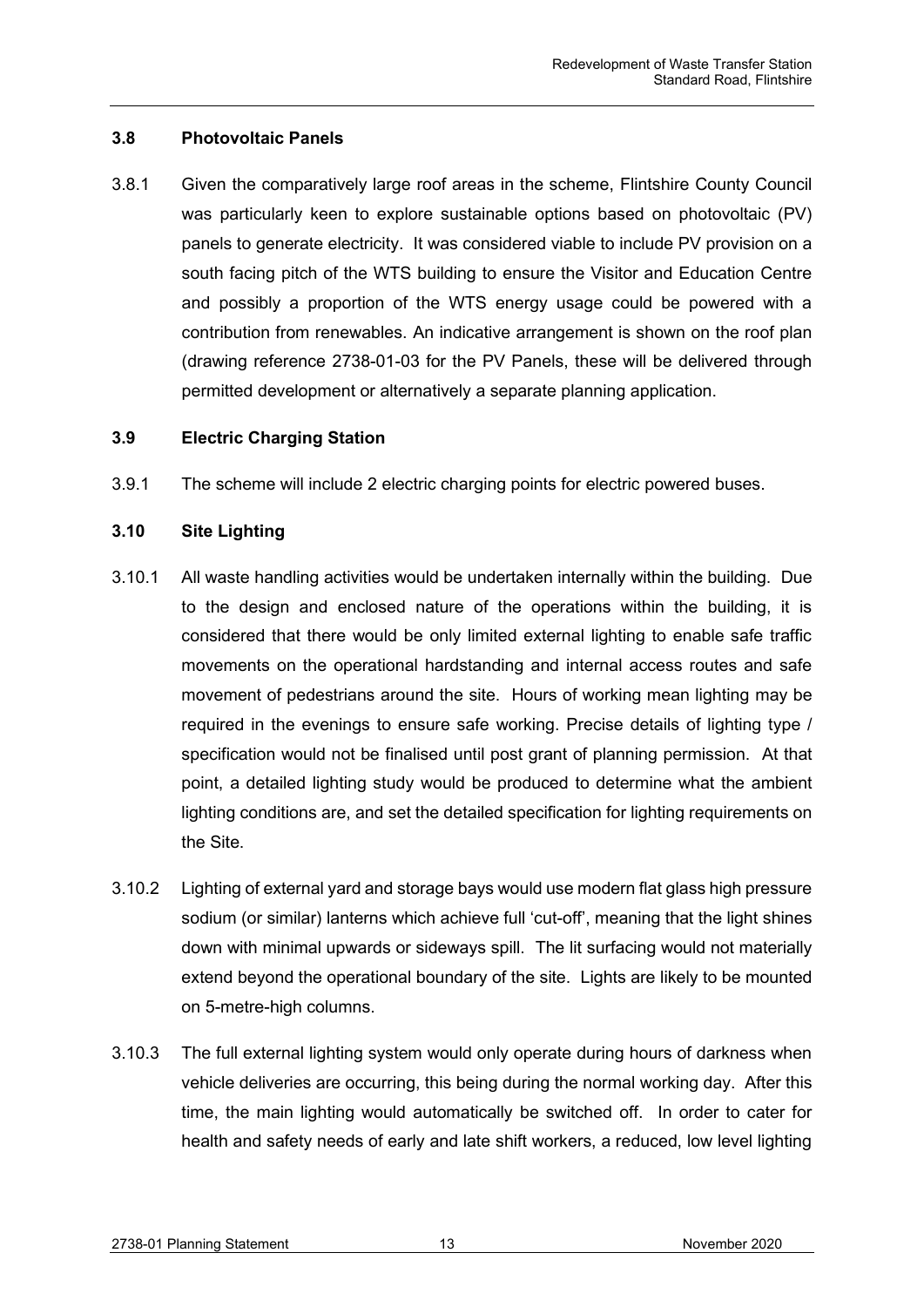### 3.8 Photovoltaic Panels

3.8.1 Given the comparatively large roof areas in the scheme, Flintshire County Council was particularly keen to explore sustainable options based on photovoltaic (PV) panels to generate electricity. It was considered viable to include PV provision on a south facing pitch of the WTS building to ensure the Visitor and Education Centre and possibly a proportion of the WTS energy usage could be powered with a contribution from renewables. An indicative arrangement is shown on the roof plan (drawing reference 2738-01-03 for the PV Panels, these will be delivered through permitted development or alternatively a separate planning application.

### 3.9 Electric Charging Station

3.9.1 The scheme will include 2 electric charging points for electric powered buses.

### 3.10 Site Lighting

3.10.1 All waste handling activities would be undertaken internally within the building. Due to the design and enclosed nature of the operations within the building, it is considered that there would be only limited external lighting to enable safe traffic movements on the operational hardstanding and internal access routes and safe movement of pedestrians around the site. Hours of working mean lighting may be required in the evenings to ensure safe working. Precise details of lighting type / specification would not be finalised until post grant of planning permission. At that point, a detailed lighting study would be produced to determine what the ambient lighting conditions are, and set the detailed specification for lighting requirements on the Site.

3.10.2 Lighting of external yard and storage bays would use modern flat glass high pressure sodium (or similar) lanterns which achieve full 'cut-off', meaning that the light shines down with minimal upwards or sideways spill. The lit surfacing would not materially extend beyond the operational boundary of the site. Lights are likely to be mounted on 5-metre-high columns.

3.10.3 The full external lighting system would only operate during hours of darkness when vehicle deliveries are occurring, this being during the normal working day. After this time, the main lighting would automatically be switched off. In order to cater for health and safety needs of early and late shift workers, a reduced, low level lighting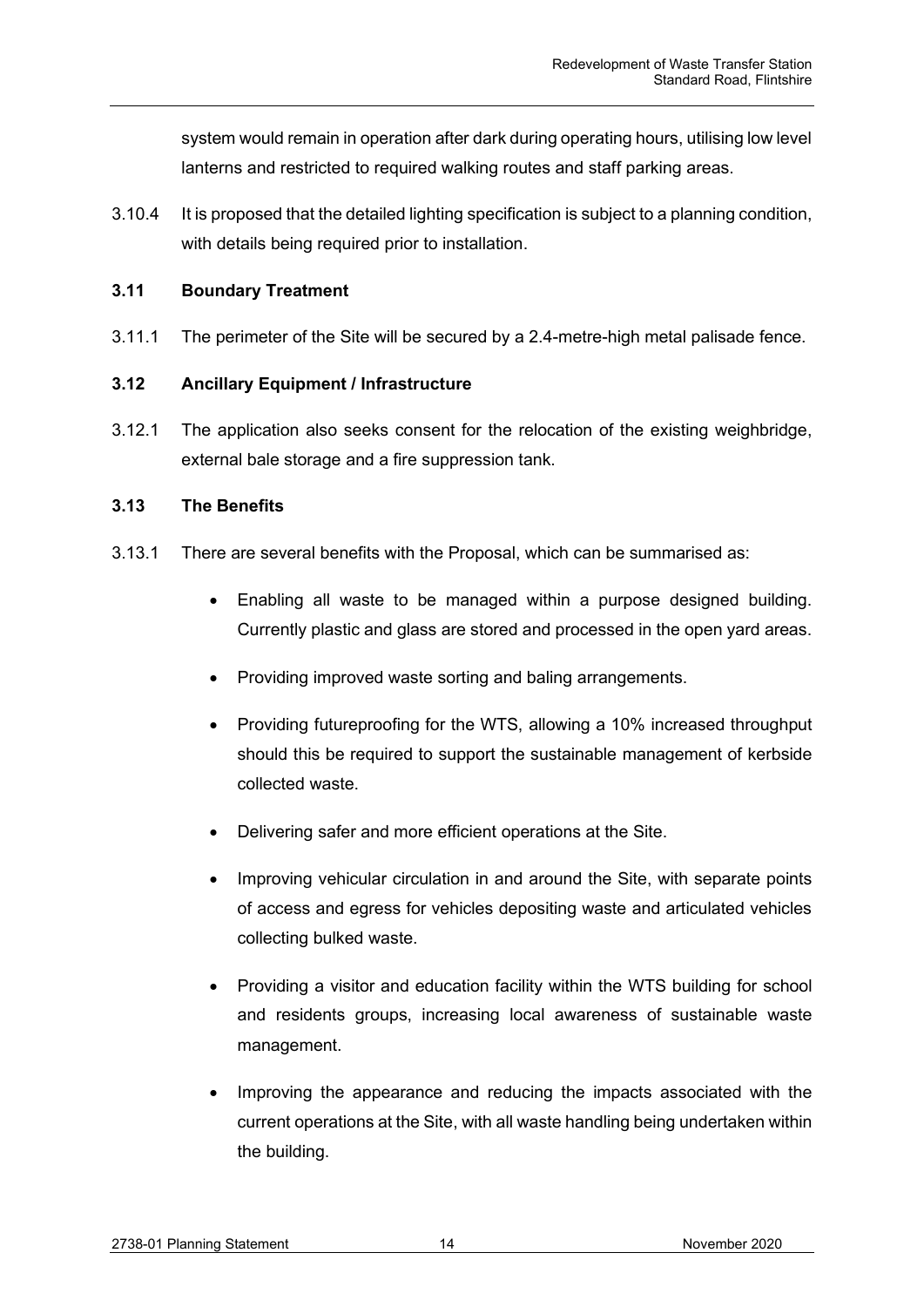system would remain in operation after dark during operating hours, utilising low level lanterns and restricted to required walking routes and staff parking areas.

3.10.4 It is proposed that the detailed lighting specification is subject to a planning condition, with details being required prior to installation.

### 3.11 Boundary Treatment

3.11.1 The perimeter of the Site will be secured by a 2.4-metre-high metal palisade fence.

### 3.12 Ancillary Equipment / Infrastructure

3.12.1 The application also seeks consent for the relocation of the existing weighbridge, external bale storage and a fire suppression tank.

### 3.13 The Benefits

3.13.1 There are several benefits with the Proposal, which can be summarised as:

- Enabling all waste to be managed within a purpose designed building. Currently plastic and glass are stored and processed in the open yard areas.
- Providing improved waste sorting and baling arrangements.
- Providing futureproofing for the WTS, allowing a 10% increased throughput should this be required to support the sustainable management of kerbside collected waste.
- Delivering safer and more efficient operations at the Site.
- Improving vehicular circulation in and around the Site, with separate points of access and egress for vehicles depositing waste and articulated vehicles collecting bulked waste.
- Providing a visitor and education facility within the WTS building for school and residents groups, increasing local awareness of sustainable waste management.
- Improving the appearance and reducing the impacts associated with the current operations at the Site, with all waste handling being undertaken within the building.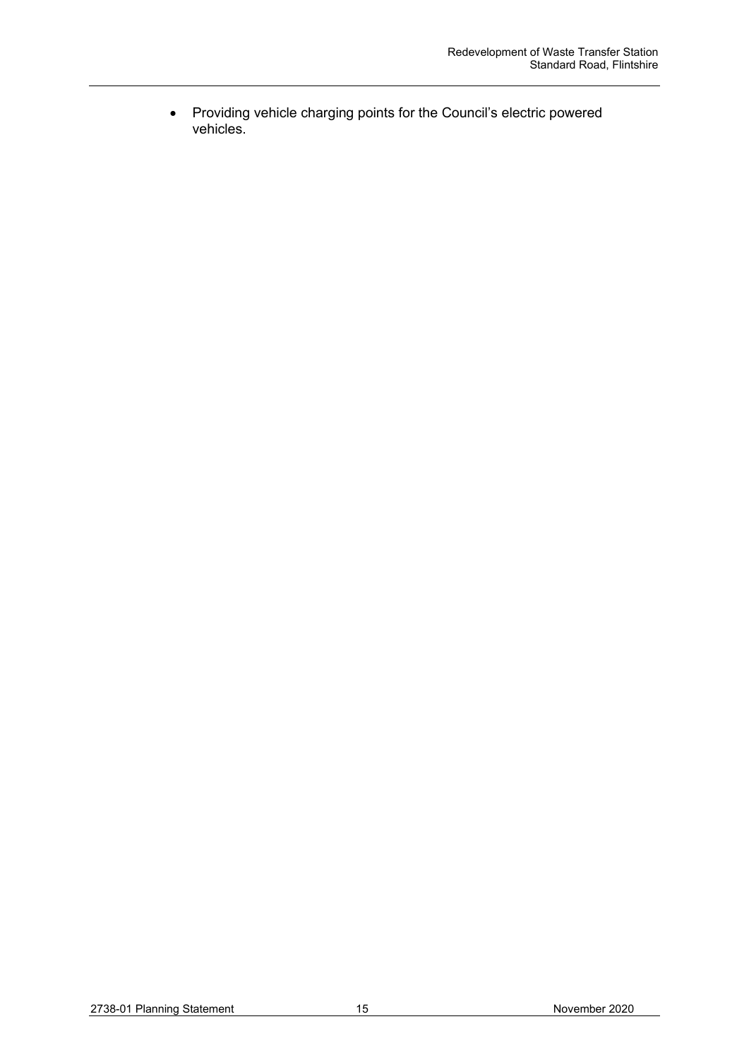- Providing vehicle charging points for the Council's electric powered vehicles.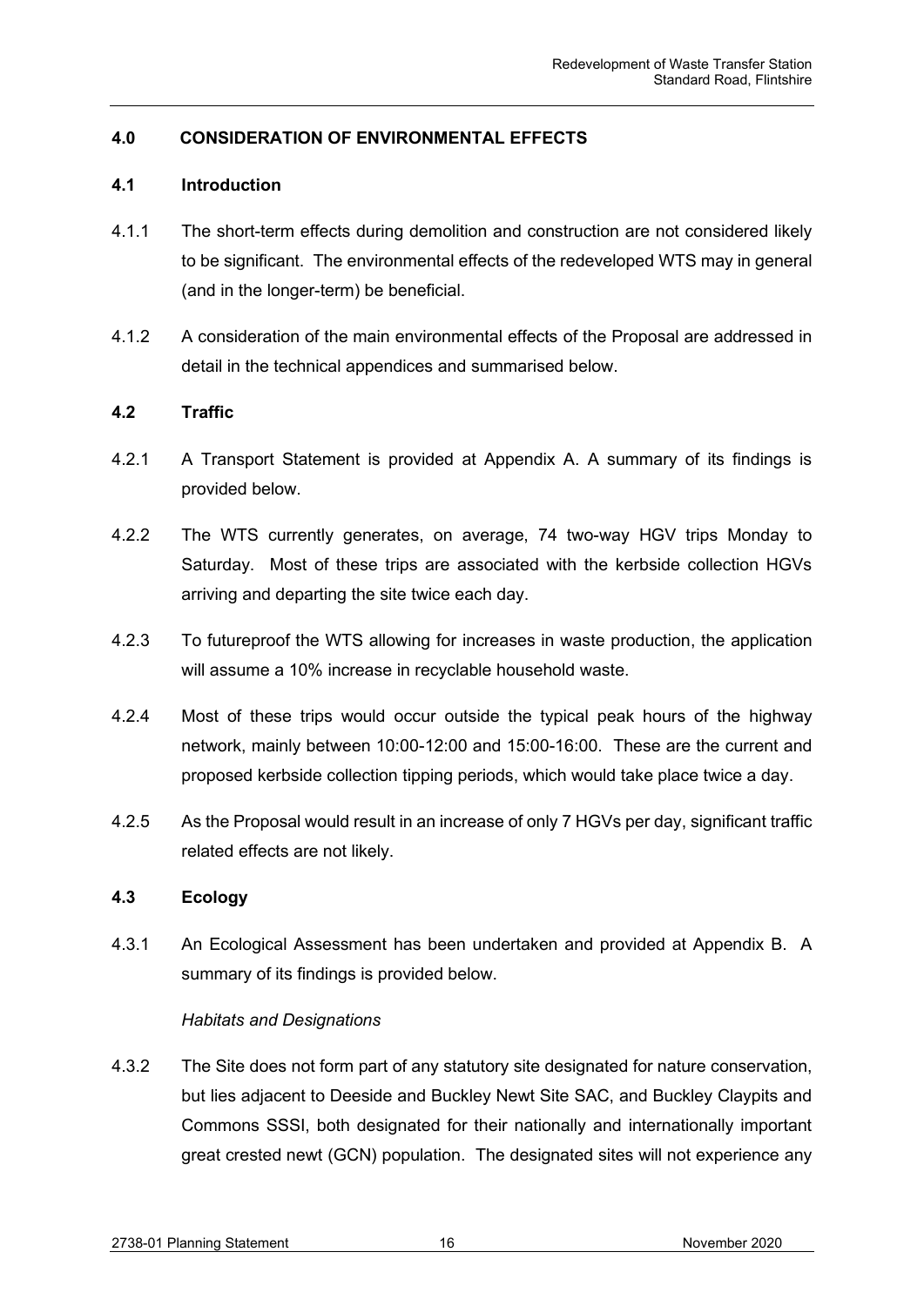## 4.0 CONSIDERATION OF ENVIRONMENTAL EFFECTS

### 4.1 Introduction

4.1.1 The short-term effects during demolition and construction are not considered likely to be significant. The environmental effects of the redeveloped WTS may in general (and in the longer-term) be beneficial.

4.1.2 A consideration of the main environmental effects of the Proposal are addressed in detail in the technical appendices and summarised below.

### 4.2 Traffic

4.2.1 A Transport Statement is provided at Appendix A. A summary of its findings is provided below.

4.2.2 The WTS currently generates, on average, 74 two-way HGV trips Monday to Saturday. Most of these trips are associated with the kerbside collection HGVs arriving and departing the site twice each day.

4.2.3 To futureproof the WTS allowing for increases in waste production, the application will assume a 10% increase in recyclable household waste.

4.2.4 Most of these trips would occur outside the typical peak hours of the highway network, mainly between 10:00-12:00 and 15:00-16:00. These are the current and proposed kerbside collection tipping periods, which would take place twice a day.

4.2.5 As the Proposal would result in an increase of only 7 HGVs per day, significant traffic related effects are not likely.

### 4.3 Ecology

4.3.1 An Ecological Assessment has been undertaken and provided at Appendix B. A summary of its findings is provided below.

*Habitats and Designations*

4.3.2 The Site does not form part of any statutory site designated for nature conservation, but lies adjacent to Deeside and Buckley Newt Site SAC, and Buckley Claypits and Commons SSSI, both designated for their nationally and internationally important great crested newt (GCN) population. The designated sites will not experience any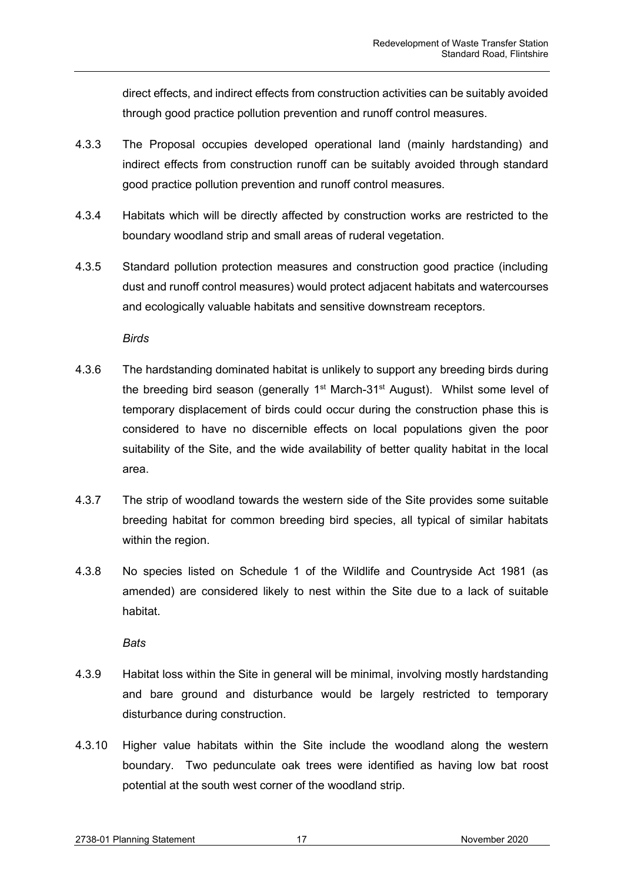direct effects, and indirect effects from construction activities can be suitably avoided through good practice pollution prevention and runoff control measures.

4.3.3 The Proposal occupies developed operational land (mainly hardstanding) and indirect effects from construction runoff can be suitably avoided through standard good practice pollution prevention and runoff control measures.

4.3.4 Habitats which will be directly affected by construction works are restricted to the boundary woodland strip and small areas of ruderal vegetation.

4.3.5 Standard pollution protection measures and construction good practice (including dust and runoff control measures) would protect adjacent habitats and watercourses and ecologically valuable habitats and sensitive downstream receptors.

*Birds*

4.3.6 The hardstanding dominated habitat is unlikely to support any breeding birds during the breeding bird season (generally 1st March-31st August). Whilst some level of temporary displacement of birds could occur during the construction phase this is considered to have no discernible effects on local populations given the poor suitability of the Site, and the wide availability of better quality habitat in the local area.

4.3.7 The strip of woodland towards the western side of the Site provides some suitable breeding habitat for common breeding bird species, all typical of similar habitats within the region.

4.3.8 No species listed on Schedule 1 of the Wildlife and Countryside Act 1981 (as amended) are considered likely to nest within the Site due to a lack of suitable habitat.

*Bats*

4.3.9 Habitat loss within the Site in general will be minimal, involving mostly hardstanding and bare ground and disturbance would be largely restricted to temporary disturbance during construction.

4.3.10 Higher value habitats within the Site include the woodland along the western boundary. Two pedunculate oak trees were identified as having low bat roost potential at the south west corner of the woodland strip.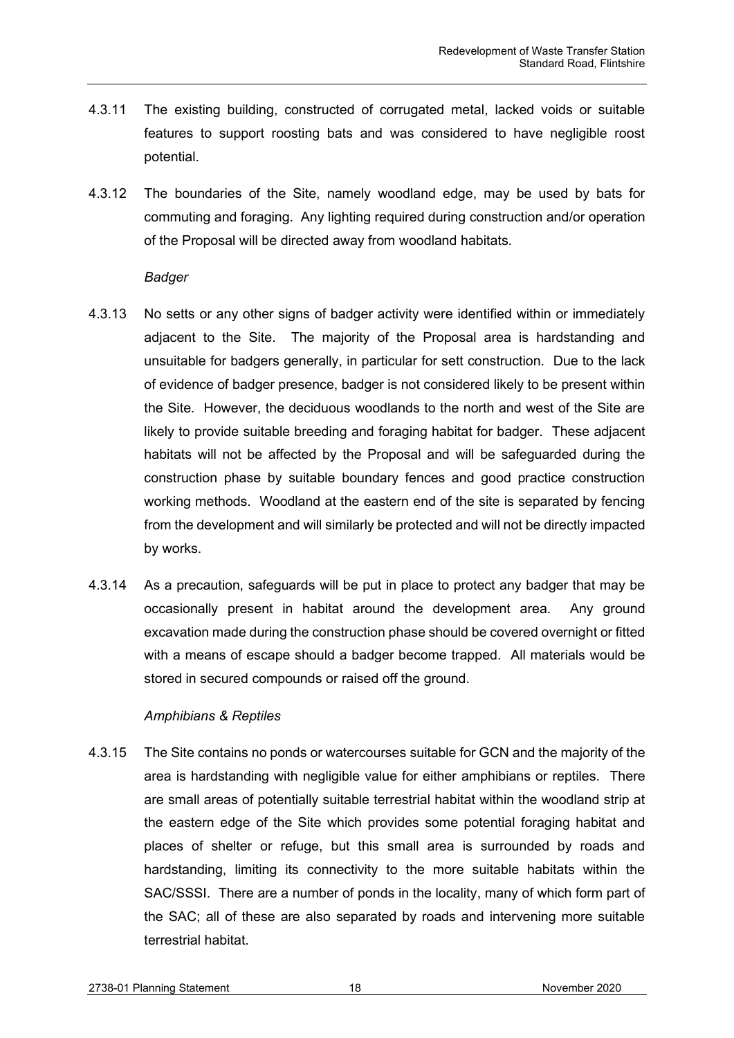4.3.11 The existing building, constructed of corrugated metal, lacked voids or suitable features to support roosting bats and was considered to have negligible roost potential.

4.3.12 The boundaries of the Site, namely woodland edge, may be used by bats for commuting and foraging. Any lighting required during construction and/or operation of the Proposal will be directed away from woodland habitats.

*Badger*

4.3.13 No setts or any other signs of badger activity were identified within or immediately adjacent to the Site. The majority of the Proposal area is hardstanding and unsuitable for badgers generally, in particular for sett construction. Due to the lack of evidence of badger presence, badger is not considered likely to be present within the Site. However, the deciduous woodlands to the north and west of the Site are likely to provide suitable breeding and foraging habitat for badger. These adjacent habitats will not be affected by the Proposal and will be safeguarded during the construction phase by suitable boundary fences and good practice construction working methods. Woodland at the eastern end of the site is separated by fencing from the development and will similarly be protected and will not be directly impacted by works.

4.3.14 As a precaution, safeguards will be put in place to protect any badger that may be occasionally present in habitat around the development area. Any ground excavation made during the construction phase should be covered overnight or fitted with a means of escape should a badger become trapped. All materials would be stored in secured compounds or raised off the ground.

*Amphibians & Reptiles*

4.3.15 The Site contains no ponds or watercourses suitable for GCN and the majority of the area is hardstanding with negligible value for either amphibians or reptiles. There are small areas of potentially suitable terrestrial habitat within the woodland strip at the eastern edge of the Site which provides some potential foraging habitat and places of shelter or refuge, but this small area is surrounded by roads and hardstanding, limiting its connectivity to the more suitable habitats within the SAC/SSSI. There are a number of ponds in the locality, many of which form part of the SAC; all of these are also separated by roads and intervening more suitable terrestrial habitat.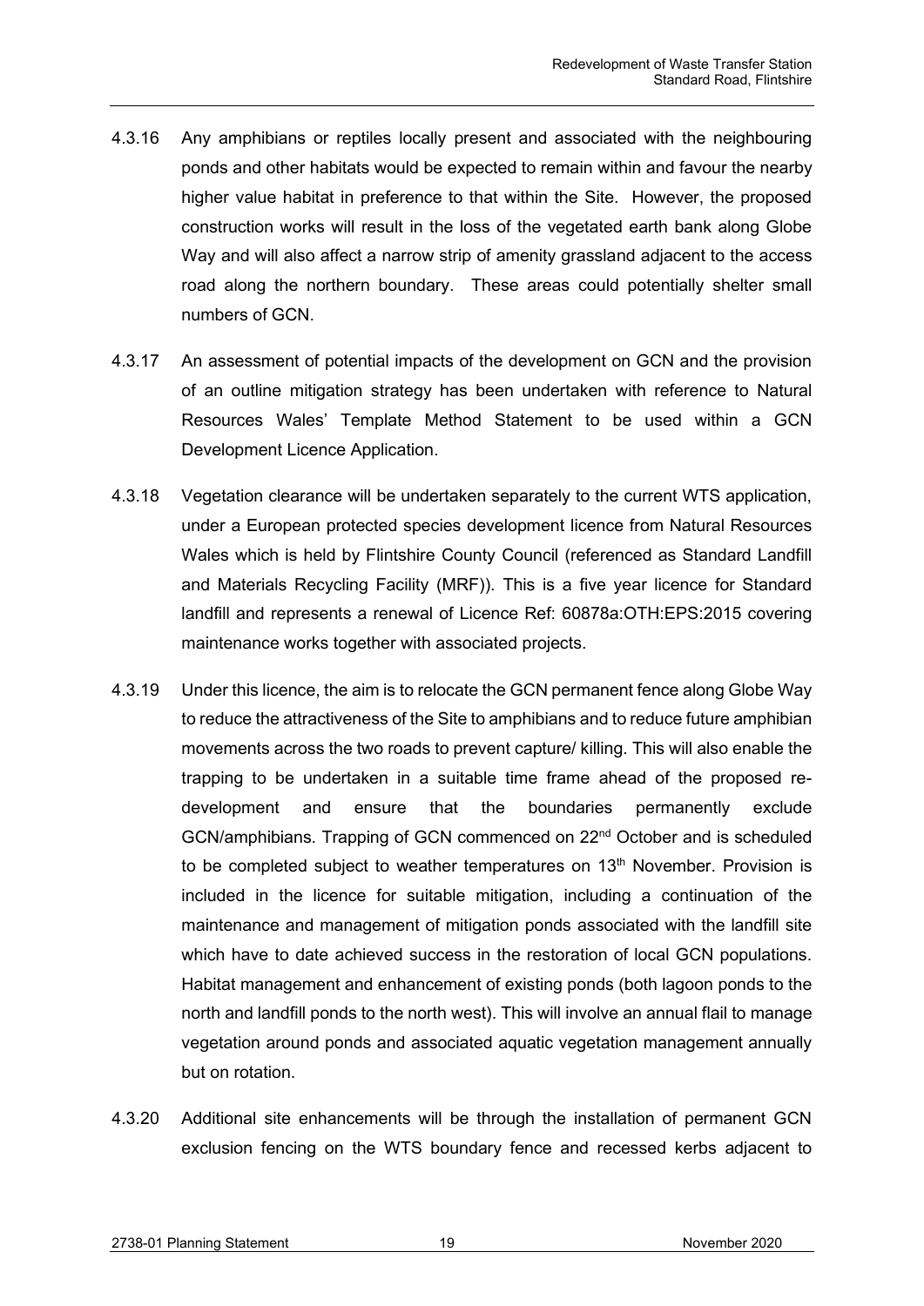4.3.16 Any amphibians or reptiles locally present and associated with the neighbouring ponds and other habitats would be expected to remain within and favour the nearby higher value habitat in preference to that within the Site. However, the proposed construction works will result in the loss of the vegetated earth bank along Globe Way and will also affect a narrow strip of amenity grassland adjacent to the access road along the northern boundary. These areas could potentially shelter small numbers of GCN.

4.3.17 An assessment of potential impacts of the development on GCN and the provision of an outline mitigation strategy has been undertaken with reference to Natural Resources Wales' Template Method Statement to be used within a GCN Development Licence Application.

4.3.18 Vegetation clearance will be undertaken separately to the current WTS application, under a European protected species development licence from Natural Resources Wales which is held by Flintshire County Council (referenced as Standard Landfill and Materials Recycling Facility (MRF)). This is a five year licence for Standard landfill and represents a renewal of Licence Ref: 60878a:OTH:EPS:2015 covering maintenance works together with associated projects.

4.3.19 Under this licence, the aim is to relocate the GCN permanent fence along Globe Way to reduce the attractiveness of the Site to amphibians and to reduce future amphibian movements across the two roads to prevent capture/ killing. This will also enable the trapping to be undertaken in a suitable time frame ahead of the proposed re-development and ensure that the boundaries permanently exclude GCN/amphibians. Trapping of GCN commenced on 22nd October and is scheduled to be completed subject to weather temperatures on 13th November. Provision is included in the licence for suitable mitigation, including a continuation of the maintenance and management of mitigation ponds associated with the landfill site which have to date achieved success in the restoration of local GCN populations. Habitat management and enhancement of existing ponds (both lagoon ponds to the north and landfill ponds to the north west). This will involve an annual flail to manage vegetation around ponds and associated aquatic vegetation management annually but on rotation.

4.3.20 Additional site enhancements will be through the installation of permanent GCN exclusion fencing on the WTS boundary fence and recessed kerbs adjacent to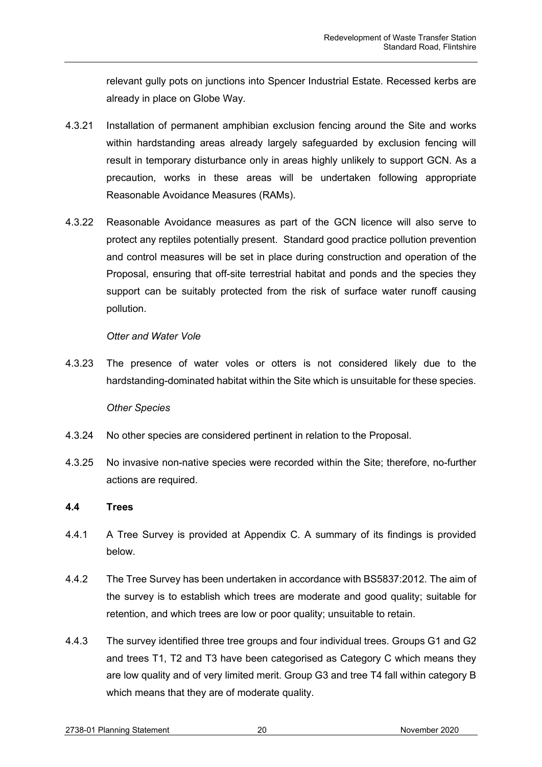relevant gully pots on junctions into Spencer Industrial Estate. Recessed kerbs are already in place on Globe Way.

4.3.21 Installation of permanent amphibian exclusion fencing around the Site and works within hardstanding areas already largely safeguarded by exclusion fencing will result in temporary disturbance only in areas highly unlikely to support GCN. As a precaution, works in these areas will be undertaken following appropriate Reasonable Avoidance Measures (RAMs).

4.3.22 Reasonable Avoidance measures as part of the GCN licence will also serve to protect any reptiles potentially present. Standard good practice pollution prevention and control measures will be set in place during construction and operation of the Proposal, ensuring that off-site terrestrial habitat and ponds and the species they support can be suitably protected from the risk of surface water runoff causing pollution.

*Otter and Water Vole*

4.3.23 The presence of water voles or otters is not considered likely due to the hardstanding-dominated habitat within the Site which is unsuitable for these species.

*Other Species*

4.3.24 No other species are considered pertinent in relation to the Proposal.

4.3.25 No invasive non-native species were recorded within the Site; therefore, no-further actions are required.

### 4.4 Trees

4.4.1 A Tree Survey is provided at Appendix C. A summary of its findings is provided below.

4.4.2 The Tree Survey has been undertaken in accordance with BS5837:2012. The aim of the survey is to establish which trees are moderate and good quality; suitable for retention, and which trees are low or poor quality; unsuitable to retain.

4.4.3 The survey identified three tree groups and four individual trees. Groups G1 and G2 and trees T1, T2 and T3 have been categorised as Category C which means they are low quality and of very limited merit. Group G3 and tree T4 fall within category B which means that they are of moderate quality.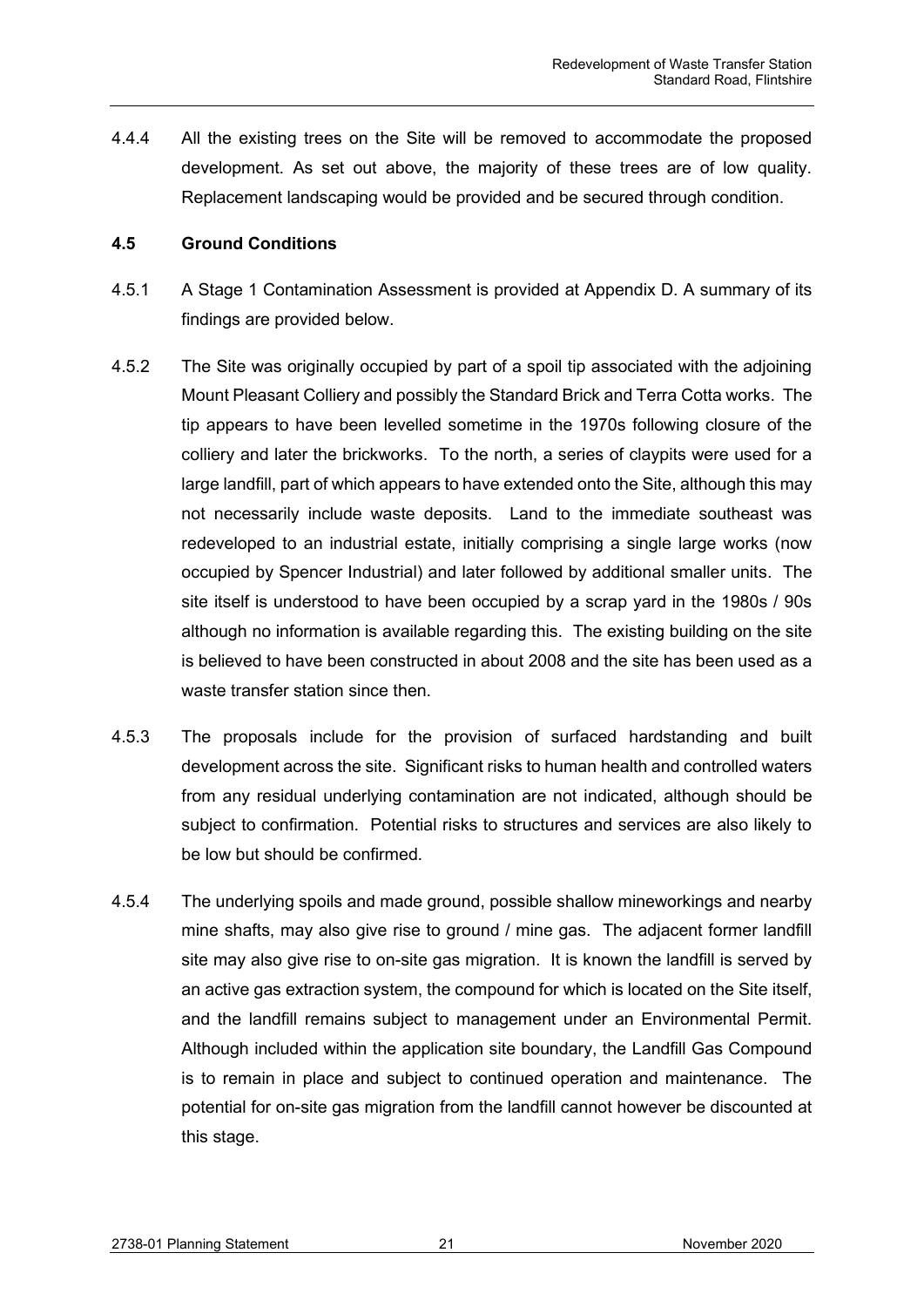4.4.4 All the existing trees on the Site will be removed to accommodate the proposed development. As set out above, the majority of these trees are of low quality. Replacement landscaping would be provided and be secured through condition.

### 4.5 Ground Conditions

4.5.1 A Stage 1 Contamination Assessment is provided at Appendix D. A summary of its findings are provided below.

4.5.2 The Site was originally occupied by part of a spoil tip associated with the adjoining Mount Pleasant Colliery and possibly the Standard Brick and Terra Cotta works. The tip appears to have been levelled sometime in the 1970s following closure of the colliery and later the brickworks. To the north, a series of claypits were used for a large landfill, part of which appears to have extended onto the Site, although this may not necessarily include waste deposits. Land to the immediate southeast was redeveloped to an industrial estate, initially comprising a single large works (now occupied by Spencer Industrial) and later followed by additional smaller units. The site itself is understood to have been occupied by a scrap yard in the 1980s / 90s although no information is available regarding this. The existing building on the site is believed to have been constructed in about 2008 and the site has been used as a waste transfer station since then.

4.5.3 The proposals include for the provision of surfaced hardstanding and built development across the site. Significant risks to human health and controlled waters from any residual underlying contamination are not indicated, although should be subject to confirmation. Potential risks to structures and services are also likely to be low but should be confirmed.

4.5.4 The underlying spoils and made ground, possible shallow mineworkings and nearby mine shafts, may also give rise to ground / mine gas. The adjacent former landfill site may also give rise to on-site gas migration. It is known the landfill is served by an active gas extraction system, the compound for which is located on the Site itself, and the landfill remains subject to management under an Environmental Permit. Although included within the application site boundary, the Landfill Gas Compound is to remain in place and subject to continued operation and maintenance. The potential for on-site gas migration from the landfill cannot however be discounted at this stage.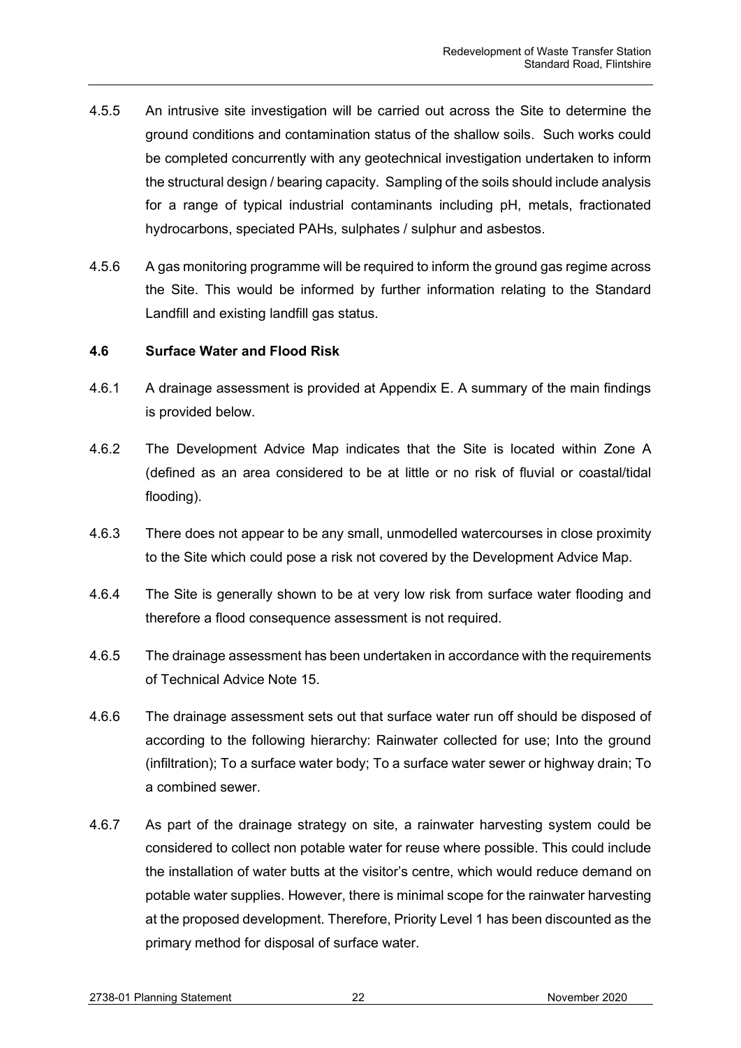4.5.5 An intrusive site investigation will be carried out across the Site to determine the ground conditions and contamination status of the shallow soils. Such works could be completed concurrently with any geotechnical investigation undertaken to inform the structural design / bearing capacity. Sampling of the soils should include analysis for a range of typical industrial contaminants including pH, metals, fractionated hydrocarbons, speciated PAHs, sulphates / sulphur and asbestos.

4.5.6 A gas monitoring programme will be required to inform the ground gas regime across the Site. This would be informed by further information relating to the Standard Landfill and existing landfill gas status.

### 4.6 Surface Water and Flood Risk

4.6.1 A drainage assessment is provided at Appendix E. A summary of the main findings is provided below.

4.6.2 The Development Advice Map indicates that the Site is located within Zone A (defined as an area considered to be at little or no risk of fluvial or coastal/tidal flooding).

4.6.3 There does not appear to be any small, unmodelled watercourses in close proximity to the Site which could pose a risk not covered by the Development Advice Map.

4.6.4 The Site is generally shown to be at very low risk from surface water flooding and therefore a flood consequence assessment is not required.

4.6.5 The drainage assessment has been undertaken in accordance with the requirements of Technical Advice Note 15.

4.6.6 The drainage assessment sets out that surface water run off should be disposed of according to the following hierarchy: Rainwater collected for use; Into the ground (infiltration); To a surface water body; To a surface water sewer or highway drain; To a combined sewer.

4.6.7 As part of the drainage strategy on site, a rainwater harvesting system could be considered to collect non potable water for reuse where possible. This could include the installation of water butts at the visitor's centre, which would reduce demand on potable water supplies. However, there is minimal scope for the rainwater harvesting at the proposed development. Therefore, Priority Level 1 has been discounted as the primary method for disposal of surface water.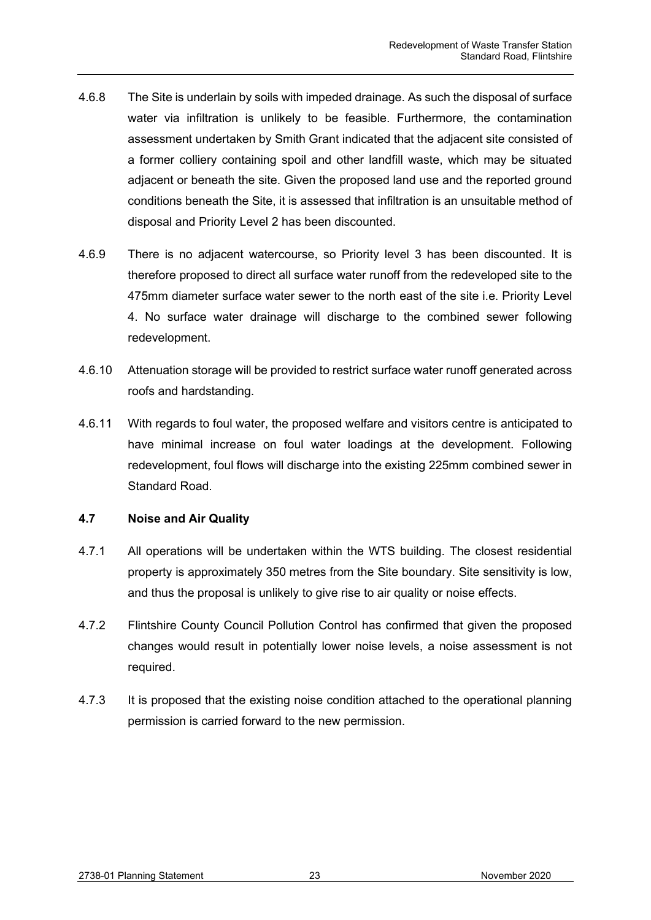4.6.8 The Site is underlain by soils with impeded drainage. As such the disposal of surface water via infiltration is unlikely to be feasible. Furthermore, the contamination assessment undertaken by Smith Grant indicated that the adjacent site consisted of a former colliery containing spoil and other landfill waste, which may be situated adjacent or beneath the site. Given the proposed land use and the reported ground conditions beneath the Site, it is assessed that infiltration is an unsuitable method of disposal and Priority Level 2 has been discounted.

4.6.9 There is no adjacent watercourse, so Priority level 3 has been discounted. It is therefore proposed to direct all surface water runoff from the redeveloped site to the 475mm diameter surface water sewer to the north east of the site i.e. Priority Level 4. No surface water drainage will discharge to the combined sewer following redevelopment.

4.6.10 Attenuation storage will be provided to restrict surface water runoff generated across roofs and hardstanding.

4.6.11 With regards to foul water, the proposed welfare and visitors centre is anticipated to have minimal increase on foul water loadings at the development. Following redevelopment, foul flows will discharge into the existing 225mm combined sewer in Standard Road.

### 4.7 Noise and Air Quality

4.7.1 All operations will be undertaken within the WTS building. The closest residential property is approximately 350 metres from the Site boundary. Site sensitivity is low, and thus the proposal is unlikely to give rise to air quality or noise effects.

4.7.2 Flintshire County Council Pollution Control has confirmed that given the proposed changes would result in potentially lower noise levels, a noise assessment is not required.

4.7.3 It is proposed that the existing noise condition attached to the operational planning permission is carried forward to the new permission.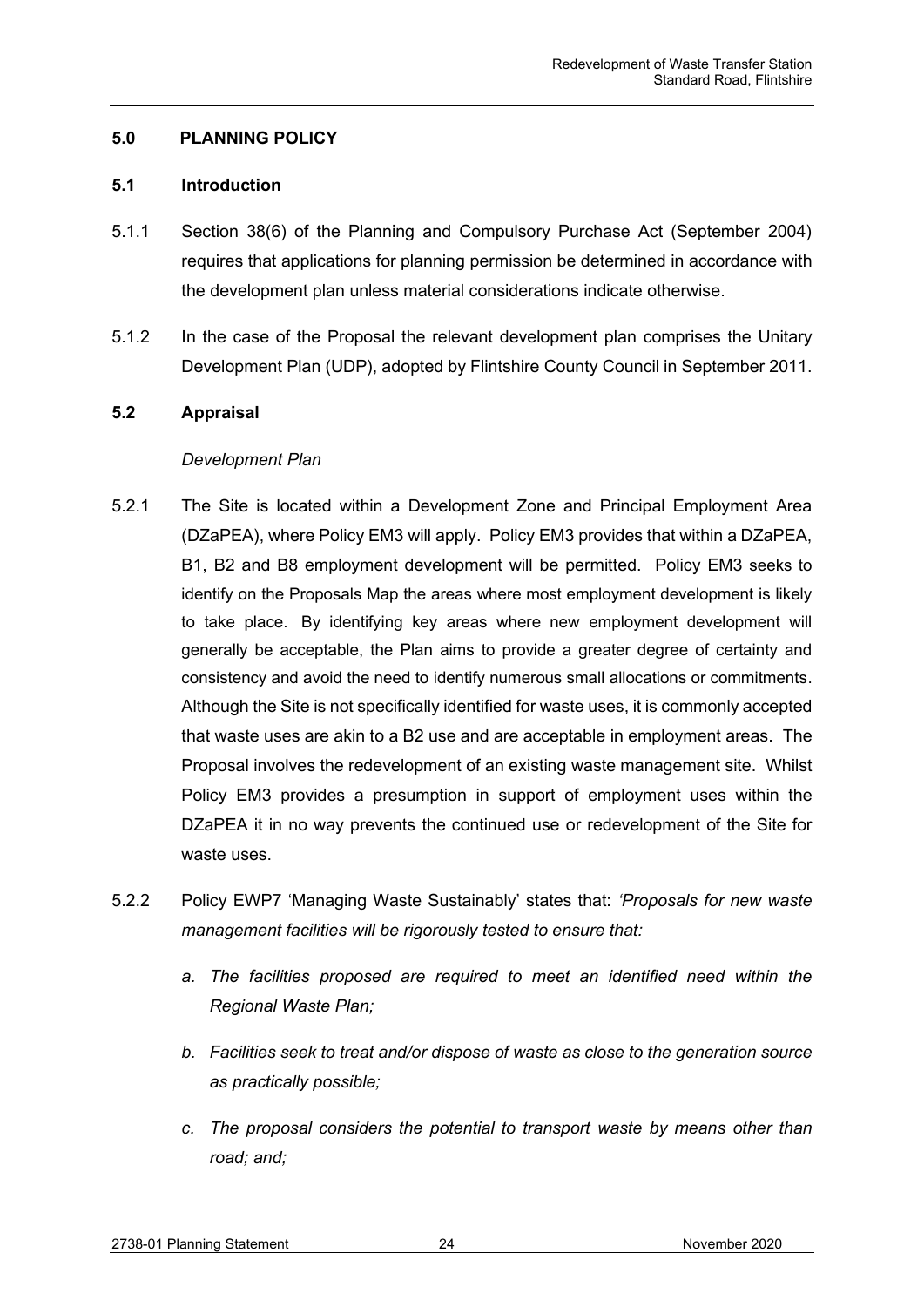## 5.0 PLANNING POLICY

### 5.1 Introduction

5.1.1 Section 38(6) of the Planning and Compulsory Purchase Act (September 2004) requires that applications for planning permission be determined in accordance with the development plan unless material considerations indicate otherwise.

5.1.2 In the case of the Proposal the relevant development plan comprises the Unitary Development Plan (UDP), adopted by Flintshire County Council in September 2011.

### 5.2 Appraisal

*Development Plan*

5.2.1 The Site is located within a Development Zone and Principal Employment Area (DZaPEA), where Policy EM3 will apply. Policy EM3 provides that within a DZaPEA, B1, B2 and B8 employment development will be permitted. Policy EM3 seeks to identify on the Proposals Map the areas where most employment development is likely to take place. By identifying key areas where new employment development will generally be acceptable, the Plan aims to provide a greater degree of certainty and consistency and avoid the need to identify numerous small allocations or commitments. Although the Site is not specifically identified for waste uses, it is commonly accepted that waste uses are akin to a B2 use and are acceptable in employment areas. The Proposal involves the redevelopment of an existing waste management site. Whilst Policy EM3 provides a presumption in support of employment uses within the DZaPEA it in no way prevents the continued use or redevelopment of the Site for waste uses.

5.2.2 Policy EWP7 'Managing Waste Sustainably' states that: *'Proposals for new waste management facilities will be rigorously tested to ensure that:*

*a. The facilities proposed are required to meet an identified need within the Regional Waste Plan;*

*b. Facilities seek to treat and/or dispose of waste as close to the generation source as practically possible;*

*c. The proposal considers the potential to transport waste by means other than road; and;*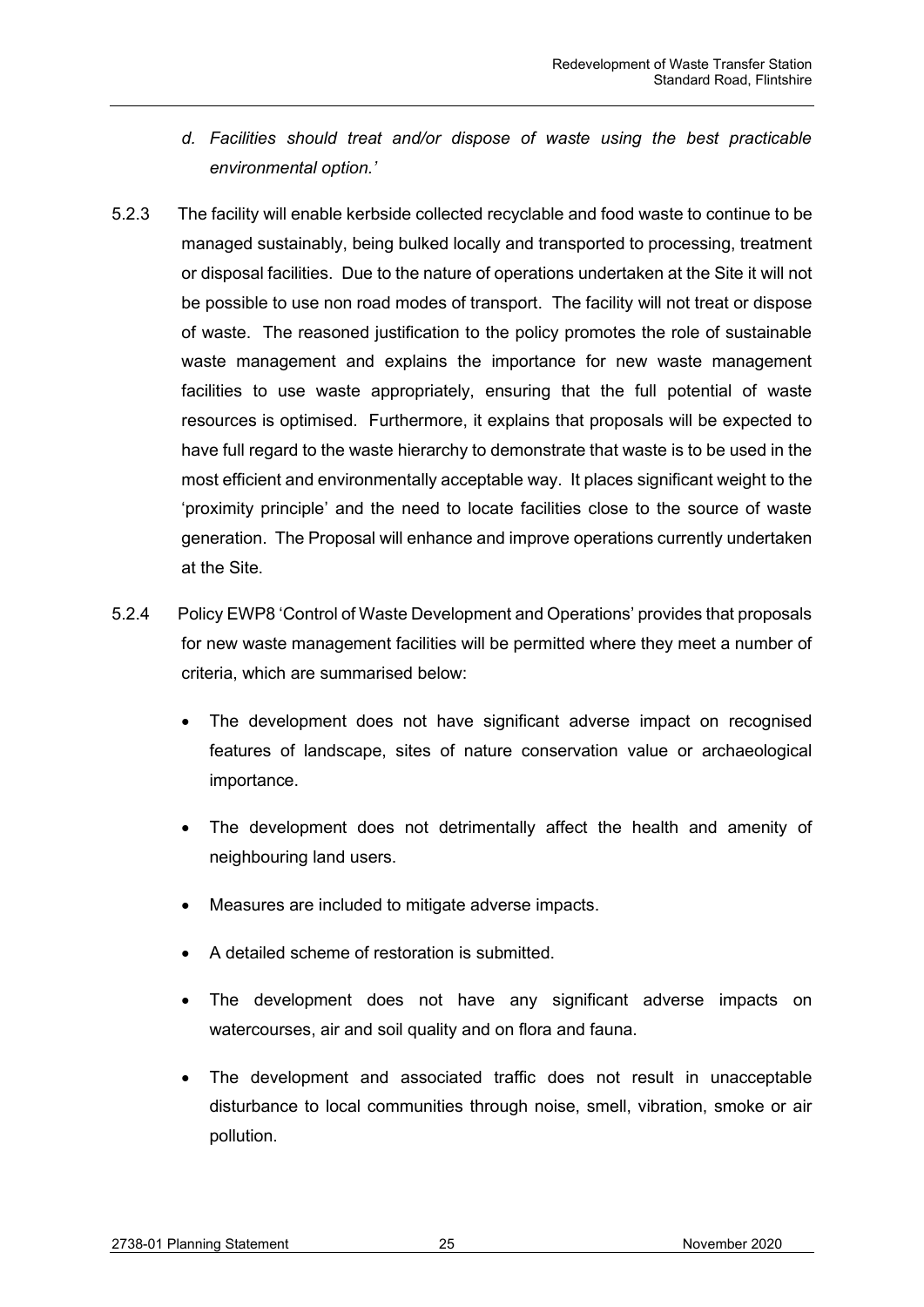d. *Facilities should treat and/or dispose of waste using the best practicable environmental option.'*

5.2.3 The facility will enable kerbside collected recyclable and food waste to continue to be managed sustainably, being bulked locally and transported to processing, treatment or disposal facilities. Due to the nature of operations undertaken at the Site it will not be possible to use non road modes of transport. The facility will not treat or dispose of waste. The reasoned justification to the policy promotes the role of sustainable waste management and explains the importance for new waste management facilities to use waste appropriately, ensuring that the full potential of waste resources is optimised. Furthermore, it explains that proposals will be expected to have full regard to the waste hierarchy to demonstrate that waste is to be used in the most efficient and environmentally acceptable way. It places significant weight to the 'proximity principle' and the need to locate facilities close to the source of waste generation. The Proposal will enhance and improve operations currently undertaken at the Site.

5.2.4 Policy EWP8 'Control of Waste Development and Operations' provides that proposals for new waste management facilities will be permitted where they meet a number of criteria, which are summarised below:

- The development does not have significant adverse impact on recognised features of landscape, sites of nature conservation value or archaeological importance.
- The development does not detrimentally affect the health and amenity of neighbouring land users.
- Measures are included to mitigate adverse impacts.
- A detailed scheme of restoration is submitted.
- The development does not have any significant adverse impacts on watercourses, air and soil quality and on flora and fauna.
- The development and associated traffic does not result in unacceptable disturbance to local communities through noise, smell, vibration, smoke or air pollution.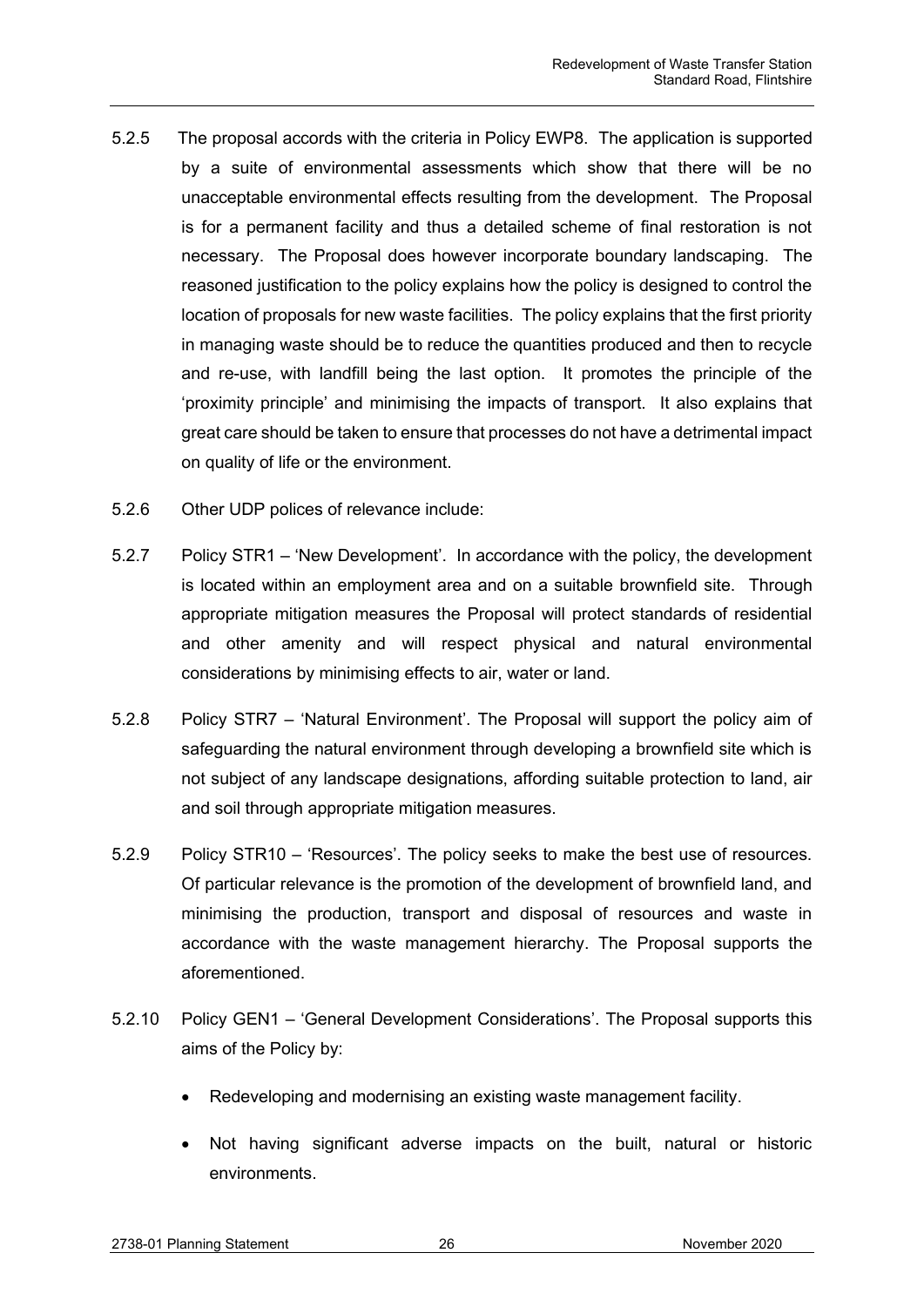5.2.5 The proposal accords with the criteria in Policy EWP8. The application is supported by a suite of environmental assessments which show that there will be no unacceptable environmental effects resulting from the development. The Proposal is for a permanent facility and thus a detailed scheme of final restoration is not necessary. The Proposal does however incorporate boundary landscaping. The reasoned justification to the policy explains how the policy is designed to control the location of proposals for new waste facilities. The policy explains that the first priority in managing waste should be to reduce the quantities produced and then to recycle and re-use, with landfill being the last option. It promotes the principle of the 'proximity principle' and minimising the impacts of transport. It also explains that great care should be taken to ensure that processes do not have a detrimental impact on quality of life or the environment.

5.2.6 Other UDP polices of relevance include:

5.2.7 Policy STR1 – 'New Development'. In accordance with the policy, the development is located within an employment area and on a suitable brownfield site. Through appropriate mitigation measures the Proposal will protect standards of residential and other amenity and will respect physical and natural environmental considerations by minimising effects to air, water or land.

5.2.8 Policy STR7 – 'Natural Environment'. The Proposal will support the policy aim of safeguarding the natural environment through developing a brownfield site which is not subject of any landscape designations, affording suitable protection to land, air and soil through appropriate mitigation measures.

5.2.9 Policy STR10 – 'Resources'. The policy seeks to make the best use of resources. Of particular relevance is the promotion of the development of brownfield land, and minimising the production, transport and disposal of resources and waste in accordance with the waste management hierarchy. The Proposal supports the aforementioned.

5.2.10 Policy GEN1 – 'General Development Considerations'. The Proposal supports this aims of the Policy by:

- Redeveloping and modernising an existing waste management facility.
- Not having significant adverse impacts on the built, natural or historic environments.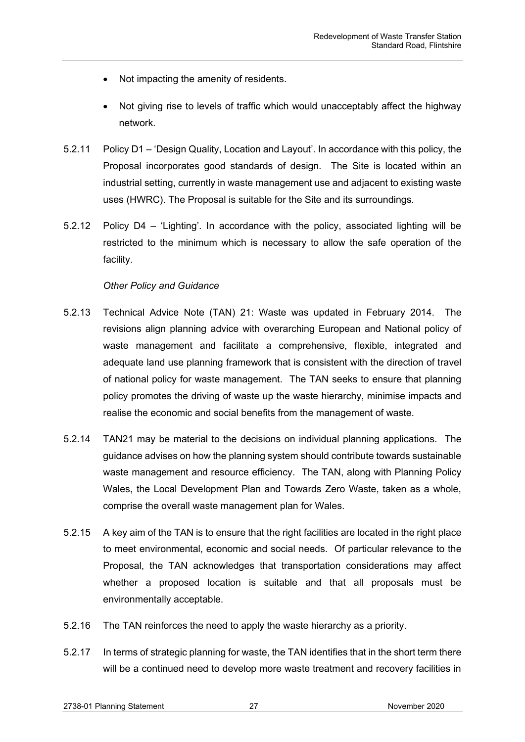- Not impacting the amenity of residents.

- Not giving rise to levels of traffic which would unacceptably affect the highway network.

5.2.11 Policy D1 – 'Design Quality, Location and Layout'. In accordance with this policy, the Proposal incorporates good standards of design. The Site is located within an industrial setting, currently in waste management use and adjacent to existing waste uses (HWRC). The Proposal is suitable for the Site and its surroundings.

5.2.12 Policy D4 – 'Lighting'. In accordance with the policy, associated lighting will be restricted to the minimum which is necessary to allow the safe operation of the facility.

*Other Policy and Guidance*

5.2.13 Technical Advice Note (TAN) 21: Waste was updated in February 2014. The revisions align planning advice with overarching European and National policy of waste management and facilitate a comprehensive, flexible, integrated and adequate land use planning framework that is consistent with the direction of travel of national policy for waste management. The TAN seeks to ensure that planning policy promotes the driving of waste up the waste hierarchy, minimise impacts and realise the economic and social benefits from the management of waste.

5.2.14 TAN21 may be material to the decisions on individual planning applications. The guidance advises on how the planning system should contribute towards sustainable waste management and resource efficiency. The TAN, along with Planning Policy Wales, the Local Development Plan and Towards Zero Waste, taken as a whole, comprise the overall waste management plan for Wales.

5.2.15 A key aim of the TAN is to ensure that the right facilities are located in the right place to meet environmental, economic and social needs. Of particular relevance to the Proposal, the TAN acknowledges that transportation considerations may affect whether a proposed location is suitable and that all proposals must be environmentally acceptable.

5.2.16 The TAN reinforces the need to apply the waste hierarchy as a priority.

5.2.17 In terms of strategic planning for waste, the TAN identifies that in the short term there will be a continued need to develop more waste treatment and recovery facilities in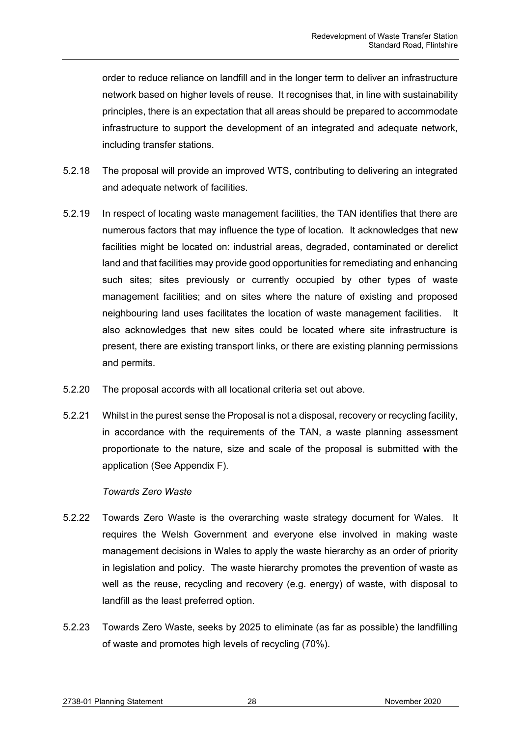order to reduce reliance on landfill and in the longer term to deliver an infrastructure network based on higher levels of reuse. It recognises that, in line with sustainability principles, there is an expectation that all areas should be prepared to accommodate infrastructure to support the development of an integrated and adequate network, including transfer stations.

5.2.18 The proposal will provide an improved WTS, contributing to delivering an integrated and adequate network of facilities.

5.2.19 In respect of locating waste management facilities, the TAN identifies that there are numerous factors that may influence the type of location. It acknowledges that new facilities might be located on: industrial areas, degraded, contaminated or derelict land and that facilities may provide good opportunities for remediating and enhancing such sites; sites previously or currently occupied by other types of waste management facilities; and on sites where the nature of existing and proposed neighbouring land uses facilitates the location of waste management facilities. It also acknowledges that new sites could be located where site infrastructure is present, there are existing transport links, or there are existing planning permissions and permits.

5.2.20 The proposal accords with all locational criteria set out above.

5.2.21 Whilst in the purest sense the Proposal is not a disposal, recovery or recycling facility, in accordance with the requirements of the TAN, a waste planning assessment proportionate to the nature, size and scale of the proposal is submitted with the application (See Appendix F).

*Towards Zero Waste*

5.2.22 Towards Zero Waste is the overarching waste strategy document for Wales. It requires the Welsh Government and everyone else involved in making waste management decisions in Wales to apply the waste hierarchy as an order of priority in legislation and policy. The waste hierarchy promotes the prevention of waste as well as the reuse, recycling and recovery (e.g. energy) of waste, with disposal to landfill as the least preferred option.

5.2.23 Towards Zero Waste, seeks by 2025 to eliminate (as far as possible) the landfilling of waste and promotes high levels of recycling (70%).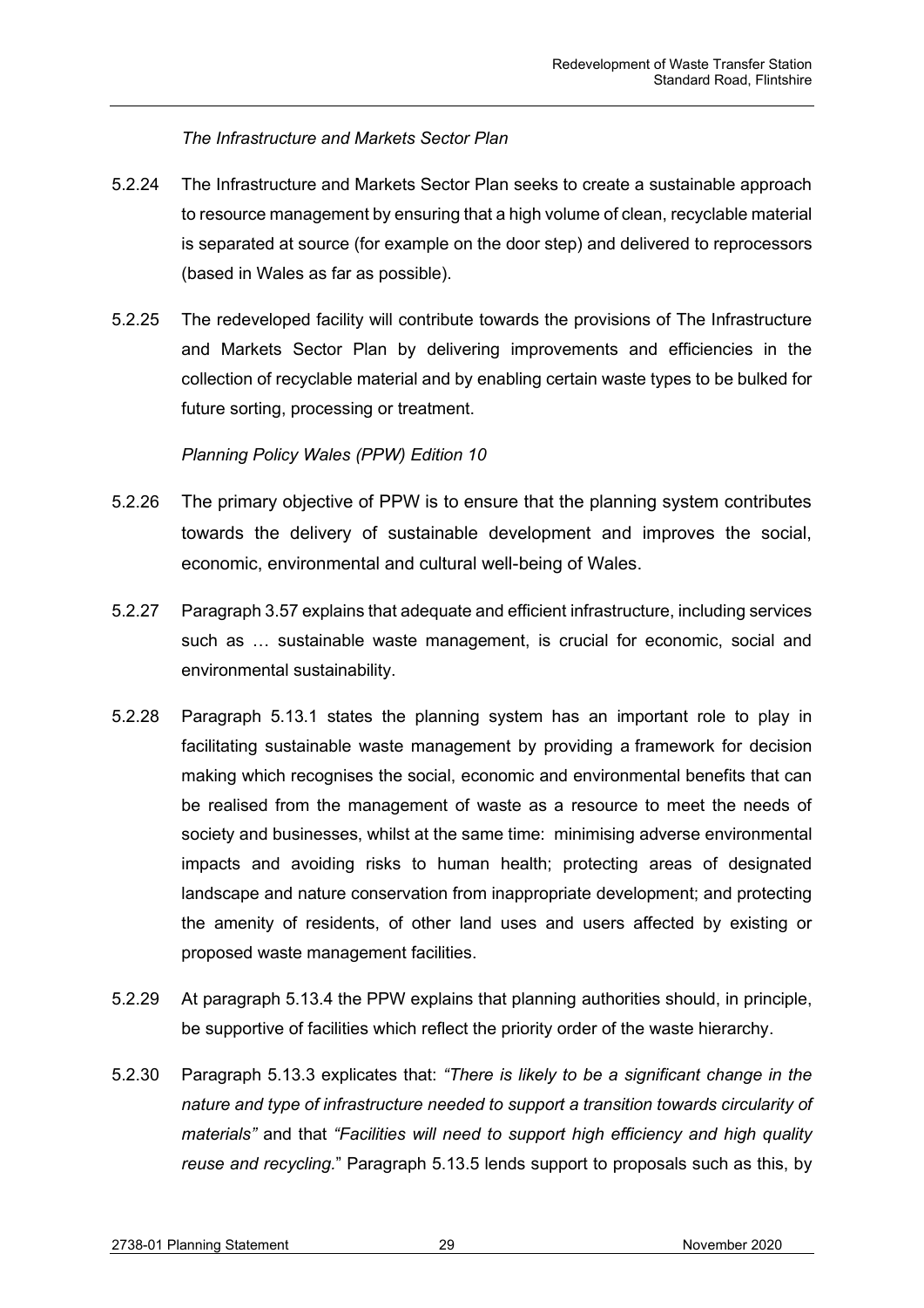*The Infrastructure and Markets Sector Plan*

5.2.24 The Infrastructure and Markets Sector Plan seeks to create a sustainable approach to resource management by ensuring that a high volume of clean, recyclable material is separated at source (for example on the door step) and delivered to reprocessors (based in Wales as far as possible).

5.2.25 The redeveloped facility will contribute towards the provisions of The Infrastructure and Markets Sector Plan by delivering improvements and efficiencies in the collection of recyclable material and by enabling certain waste types to be bulked for future sorting, processing or treatment.

*Planning Policy Wales (PPW) Edition 10*

5.2.26 The primary objective of PPW is to ensure that the planning system contributes towards the delivery of sustainable development and improves the social, economic, environmental and cultural well-being of Wales.

5.2.27 Paragraph 3.57 explains that adequate and efficient infrastructure, including services such as … sustainable waste management, is crucial for economic, social and environmental sustainability.

5.2.28 Paragraph 5.13.1 states the planning system has an important role to play in facilitating sustainable waste management by providing a framework for decision making which recognises the social, economic and environmental benefits that can be realised from the management of waste as a resource to meet the needs of society and businesses, whilst at the same time: minimising adverse environmental impacts and avoiding risks to human health; protecting areas of designated landscape and nature conservation from inappropriate development; and protecting the amenity of residents, of other land uses and users affected by existing or proposed waste management facilities.

5.2.29 At paragraph 5.13.4 the PPW explains that planning authorities should, in principle, be supportive of facilities which reflect the priority order of the waste hierarchy.

5.2.30 Paragraph 5.13.3 explicates that: *"There is likely to be a significant change in the nature and type of infrastructure needed to support a transition towards circularity of materials"* and that *"Facilities will need to support high efficiency and high quality reuse and recycling.*" Paragraph 5.13.5 lends support to proposals such as this, by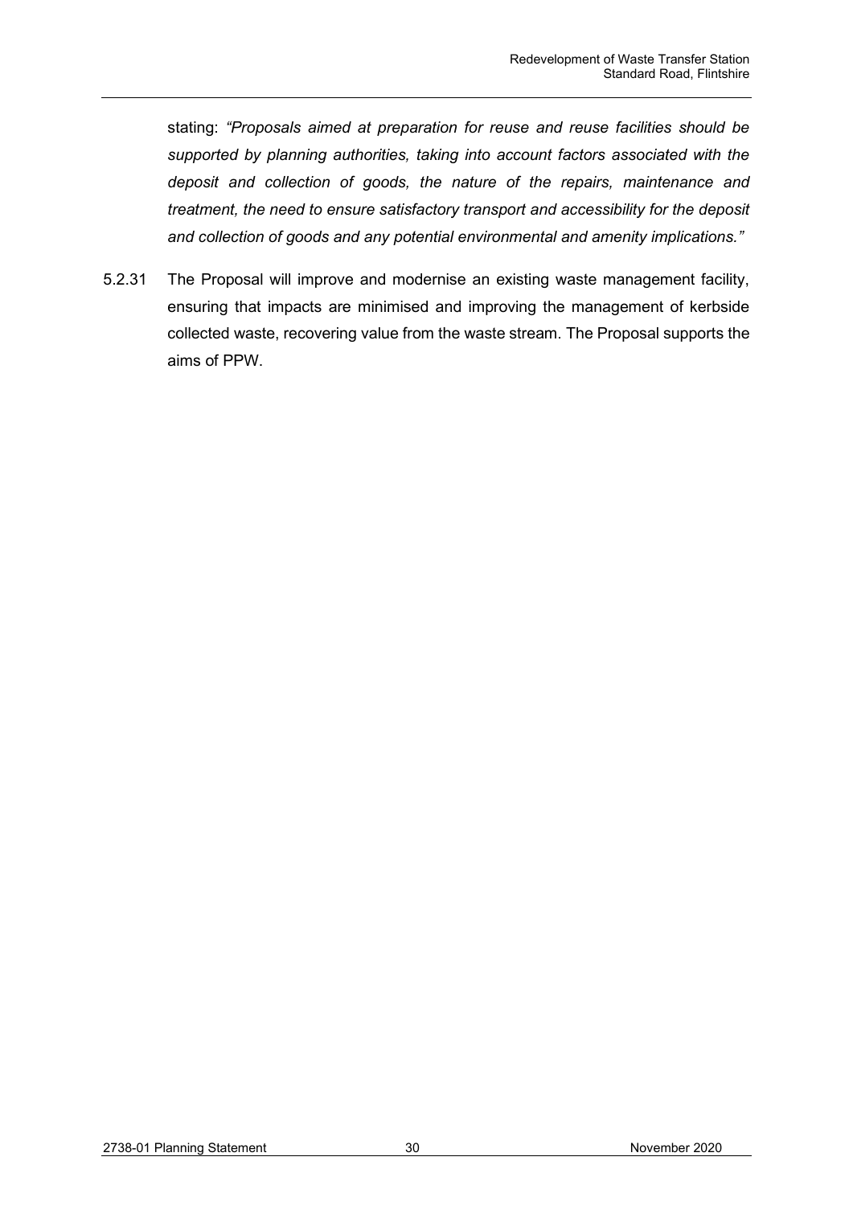stating: *"Proposals aimed at preparation for reuse and reuse facilities should be supported by planning authorities, taking into account factors associated with the deposit and collection of goods, the nature of the repairs, maintenance and treatment, the need to ensure satisfactory transport and accessibility for the deposit and collection of goods and any potential environmental and amenity implications."*

5.2.31 The Proposal will improve and modernise an existing waste management facility, ensuring that impacts are minimised and improving the management of kerbside collected waste, recovering value from the waste stream. The Proposal supports the aims of PPW.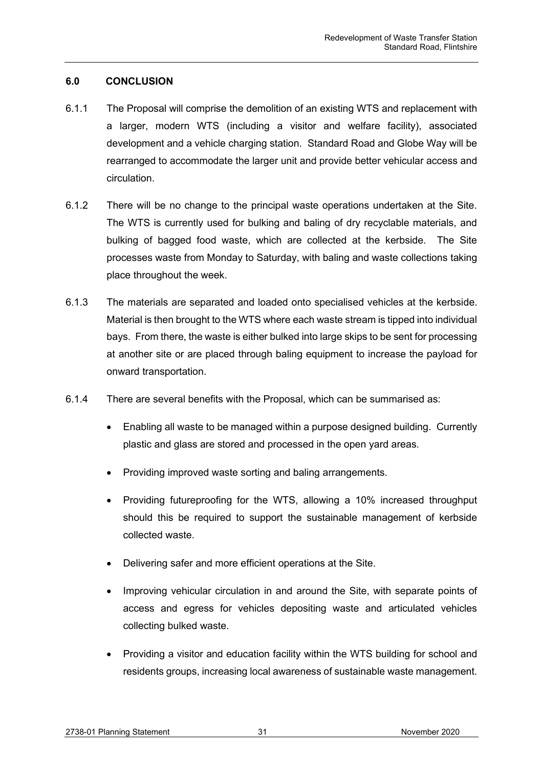## 6.0 CONCLUSION

6.1.1 The Proposal will comprise the demolition of an existing WTS and replacement with a larger, modern WTS (including a visitor and welfare facility), associated development and a vehicle charging station. Standard Road and Globe Way will be rearranged to accommodate the larger unit and provide better vehicular access and circulation.

6.1.2 There will be no change to the principal waste operations undertaken at the Site. The WTS is currently used for bulking and baling of dry recyclable materials, and bulking of bagged food waste, which are collected at the kerbside. The Site processes waste from Monday to Saturday, with baling and waste collections taking place throughout the week.

6.1.3 The materials are separated and loaded onto specialised vehicles at the kerbside. Material is then brought to the WTS where each waste stream is tipped into individual bays. From there, the waste is either bulked into large skips to be sent for processing at another site or are placed through baling equipment to increase the payload for onward transportation.

6.1.4 There are several benefits with the Proposal, which can be summarised as:

- Enabling all waste to be managed within a purpose designed building. Currently plastic and glass are stored and processed in the open yard areas.
- Providing improved waste sorting and baling arrangements.
- Providing futureproofing for the WTS, allowing a 10% increased throughput should this be required to support the sustainable management of kerbside collected waste.
- Delivering safer and more efficient operations at the Site.
- Improving vehicular circulation in and around the Site, with separate points of access and egress for vehicles depositing waste and articulated vehicles collecting bulked waste.
- Providing a visitor and education facility within the WTS building for school and residents groups, increasing local awareness of sustainable waste management.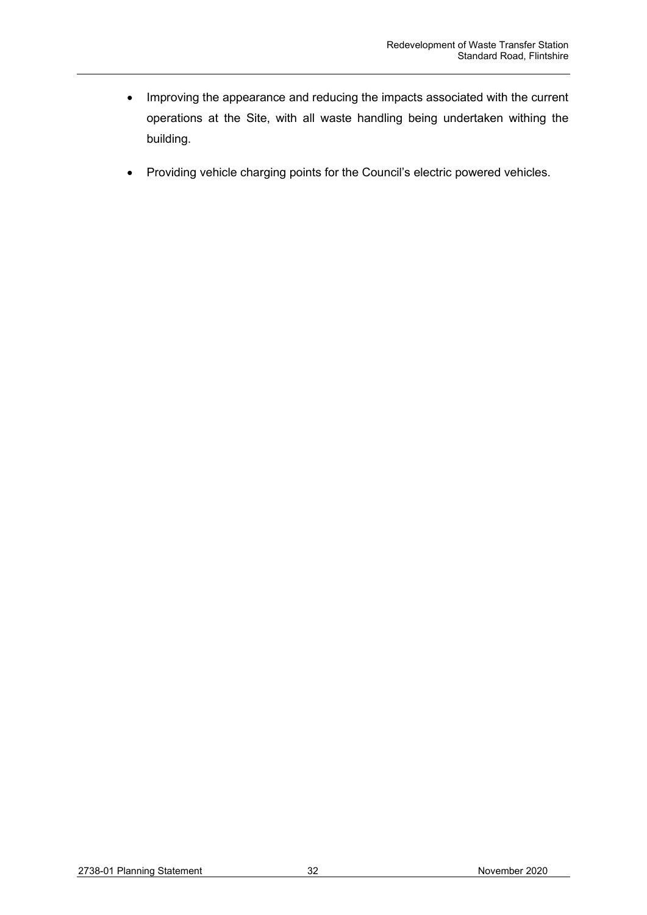- Improving the appearance and reducing the impacts associated with the current operations at the Site, with all waste handling being undertaken withing the building.
- Providing vehicle charging points for the Council's electric powered vehicles.